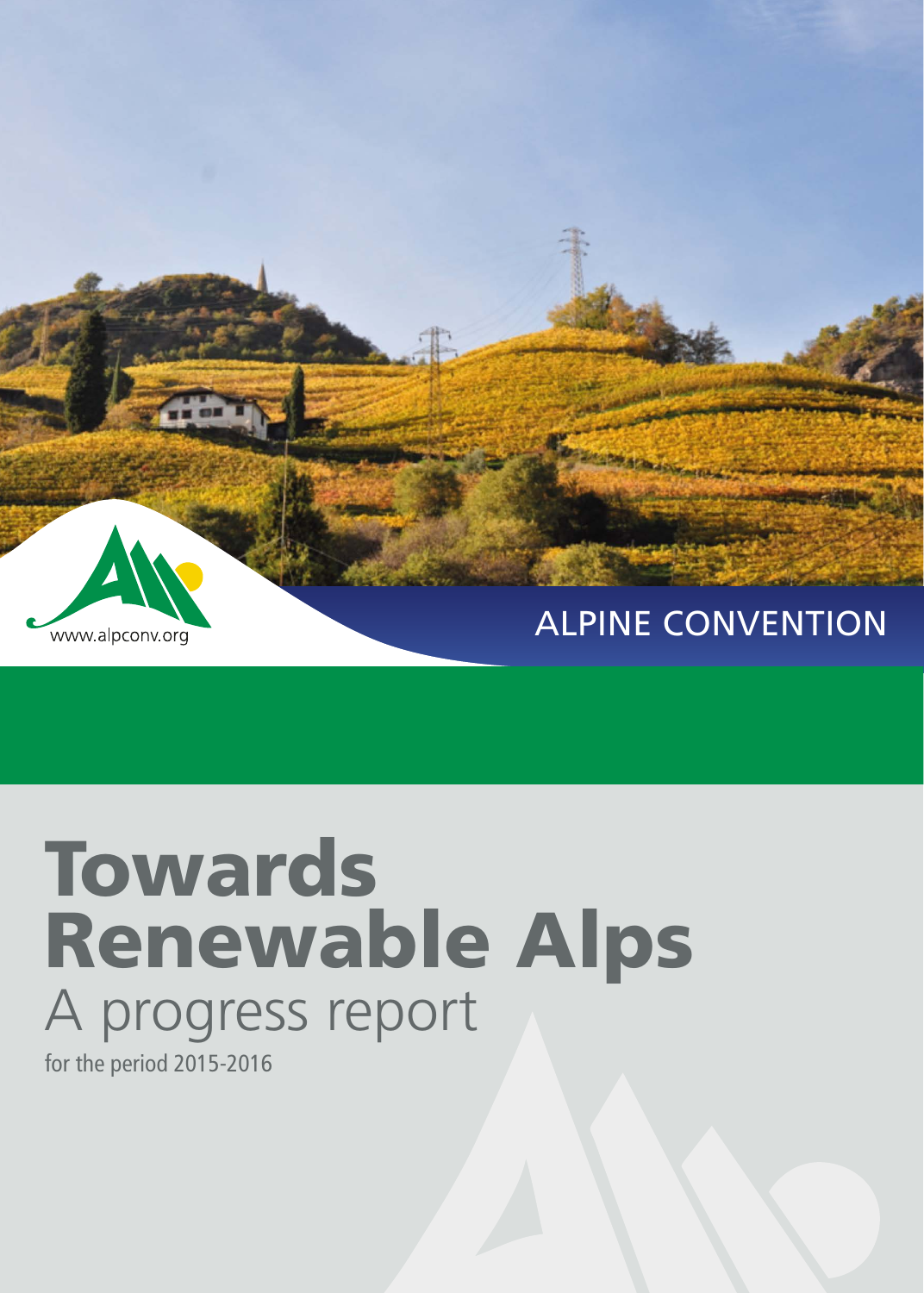www.alpconv.org

ALPINE CONVENTION

# Towards Renewable Alps

## A progress report

for the period 2015-2016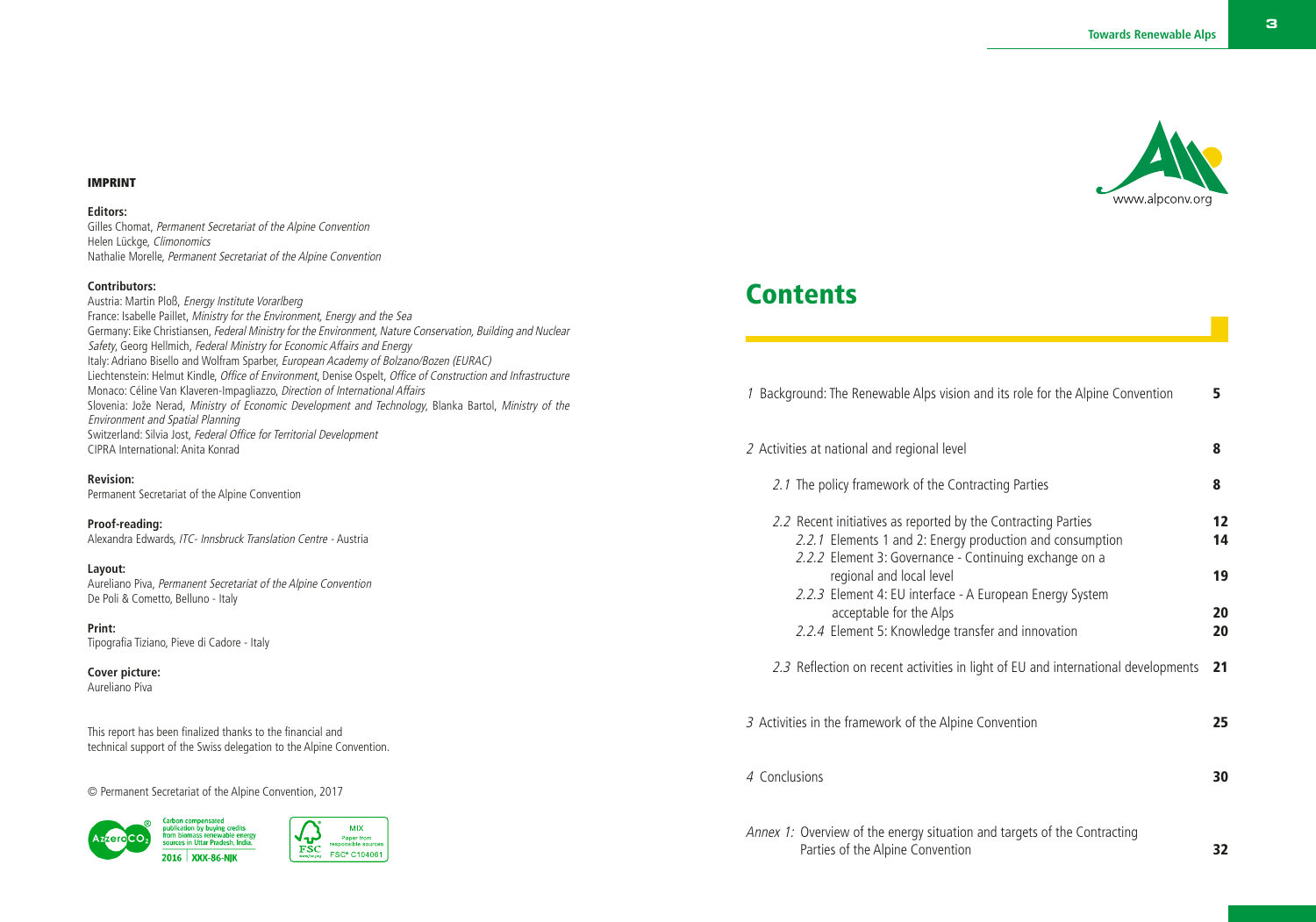## IMPRINT

**Editors:**
Gilles Chomat, *Permanent Secretariat of the Alpine Convention*
Helen Lückge, *Climonomics*
Nathalie Morelle, *Permanent Secretariat of the Alpine Convention*

**Contributors:**
Austria: Martin Ploß, *Energy Institute Vorarlberg*
France: Isabelle Paillet, *Ministry for the Environment, Energy and the Sea*
Germany: Eike Christiansen, *Federal Ministry for the Environment, Nature Conservation, Building and Nuclear Safety*, Georg Hellmich, *Federal Ministry for Economic Affairs and Energy*
Italy: Adriano Bisello and Wolfram Sparber, *European Academy of Bolzano/Bozen (EURAC)*
Liechtenstein: Helmut Kindle, *Office of Environment*, Denise Ospelt, *Office of Construction and Infrastructure*
Monaco: Céline Van Klaveren-Impagliazzo, *Direction of International Affairs*
Slovenia: Jože Nerad, *Ministry of Economic Development and Technology*, Blanka Bartol, *Ministry of the Environment and Spatial Planning*
Switzerland: Silvia Jost, *Federal Office for Territorial Development*
CIPRA International: Anita Konrad

**Revision:**
Permanent Secretariat of the Alpine Convention

**Proof-reading:**
Alexandra Edwards, *ITC- Innsbruck Translation Centre* - Austria

**Layout:**
Aureliano Piva, *Permanent Secretariat of the Alpine Convention*
De Poli & Cometto, Belluno - Italy

**Print:**
Tipografia Tiziano, Pieve di Cadore - Italy

**Cover picture:**
Aureliano Piva

This report has been finalized thanks to the financial and technical support of the Swiss delegation to the Alpine Convention.

© Permanent Secretariat of the Alpine Convention, 2017

Carbon compensated publication by buying credits from biomass renewable energy sources in Uttar Pradesh, India.
2016 | XXX-86-NJK

MIX Paper from responsible sources FSC® C104061

www.alpconv.org

# Contents

| | |
|---|---|
| *1* Background: The Renewable Alps vision and its role for the Alpine Convention | **5** |
| *2* Activities at national and regional level | **8** |
| *2.1* The policy framework of the Contracting Parties | **8** |
| *2.2* Recent initiatives as reported by the Contracting Parties | **12** |
| *2.2.1* Elements 1 and 2: Energy production and consumption | **14** |
| *2.2.2* Element 3: Governance - Continuing exchange on a regional and local level | **19** |
| *2.2.3* Element 4: EU interface - A European Energy System acceptable for the Alps | **20** |
| *2.2.4* Element 5: Knowledge transfer and innovation | **20** |
| *2.3* Reflection on recent activities in light of EU and international developments | **21** |
| *3* Activities in the framework of the Alpine Convention | **25** |
| *4* Conclusions | **30** |
| *Annex 1:* Overview of the energy situation and targets of the Contracting Parties of the Alpine Convention | **32** |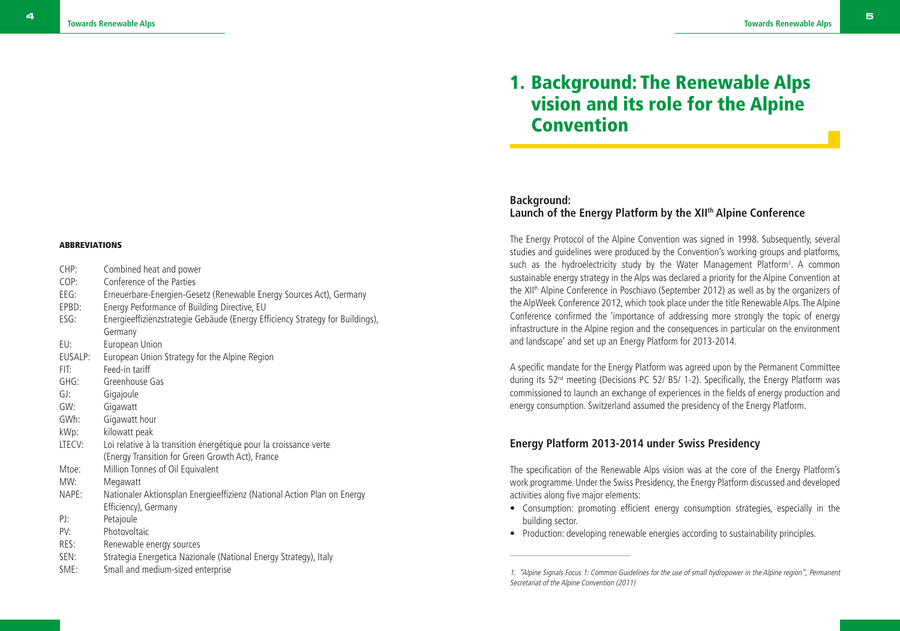### ABBREVIATIONS

| | |
|---|---|
| CHP: | Combined heat and power |
| COP: | Conference of the Parties |
| EEG: | Erneuerbare-Energien-Gesetz (Renewable Energy Sources Act), Germany |
| EPBD: | Energy Performance of Building Directive, EU |
| ESG: | Energieeffizienzstrategie Gebäude (Energy Efficiency Strategy for Buildings), Germany |
| EU: | European Union |
| EUSALP: | European Union Strategy for the Alpine Region |
| FIT: | Feed-in tariff |
| GHG: | Greenhouse Gas |
| GJ: | Gigajoule |
| GW: | Gigawatt |
| GWh: | Gigawatt hour |
| kWp: | kilowatt peak |
| LTECV: | Loi relative à la transition énergétique pour la croissance verte (Energy Transition for Green Growth Act), France |
| Mtoe: | Million Tonnes of Oil Equivalent |
| MW: | Megawatt |
| NAPE: | Nationaler Aktionsplan Energieeffizienz (National Action Plan on Energy Efficiency), Germany |
| PJ: | Petajoule |
| PV: | Photovoltaic |
| RES: | Renewable energy sources |
| SEN: | Strategia Energetica Nazionale (National Energy Strategy), Italy |
| SME: | Small and medium-sized enterprise |

# 1. Background: The Renewable Alps vision and its role for the Alpine Convention

## Background: Launch of the Energy Platform by the XII[th] Alpine Conference

The Energy Protocol of the Alpine Convention was signed in 1998. Subsequently, several studies and guidelines were produced by the Convention's working groups and platforms, such as the hydroelectricity study by the Water Management Platform[1]. A common sustainable energy strategy in the Alps was declared a priority for the Alpine Convention at the XII[th] Alpine Conference in Poschiavo (September 2012) as well as by the organizers of the AlpWeek Conference 2012, which took place under the title Renewable Alps. The Alpine Conference confirmed the 'importance of addressing more strongly the topic of energy infrastructure in the Alpine region and the consequences in particular on the environment and landscape' and set up an Energy Platform for 2013-2014.

A specific mandate for the Energy Platform was agreed upon by the Permanent Committee during its 52[nd] meeting (Decisions PC 52/ B5/ 1-2). Specifically, the Energy Platform was commissioned to launch an exchange of experiences in the fields of energy production and energy consumption. Switzerland assumed the presidency of the Energy Platform.

## Energy Platform 2013-2014 under Swiss Presidency

The specification of the Renewable Alps vision was at the core of the Energy Platform's work programme. Under the Swiss Presidency, the Energy Platform discussed and developed activities along five major elements:

- Consumption: promoting efficient energy consumption strategies, especially in the building sector.
- Production: developing renewable energies according to sustainability principles.

1. *"Alpine Signals Focus 1: Common Guidelines for the use of small hydropower in the Alpine region", Permanent Secretariat of the Alpine Convention (2011)*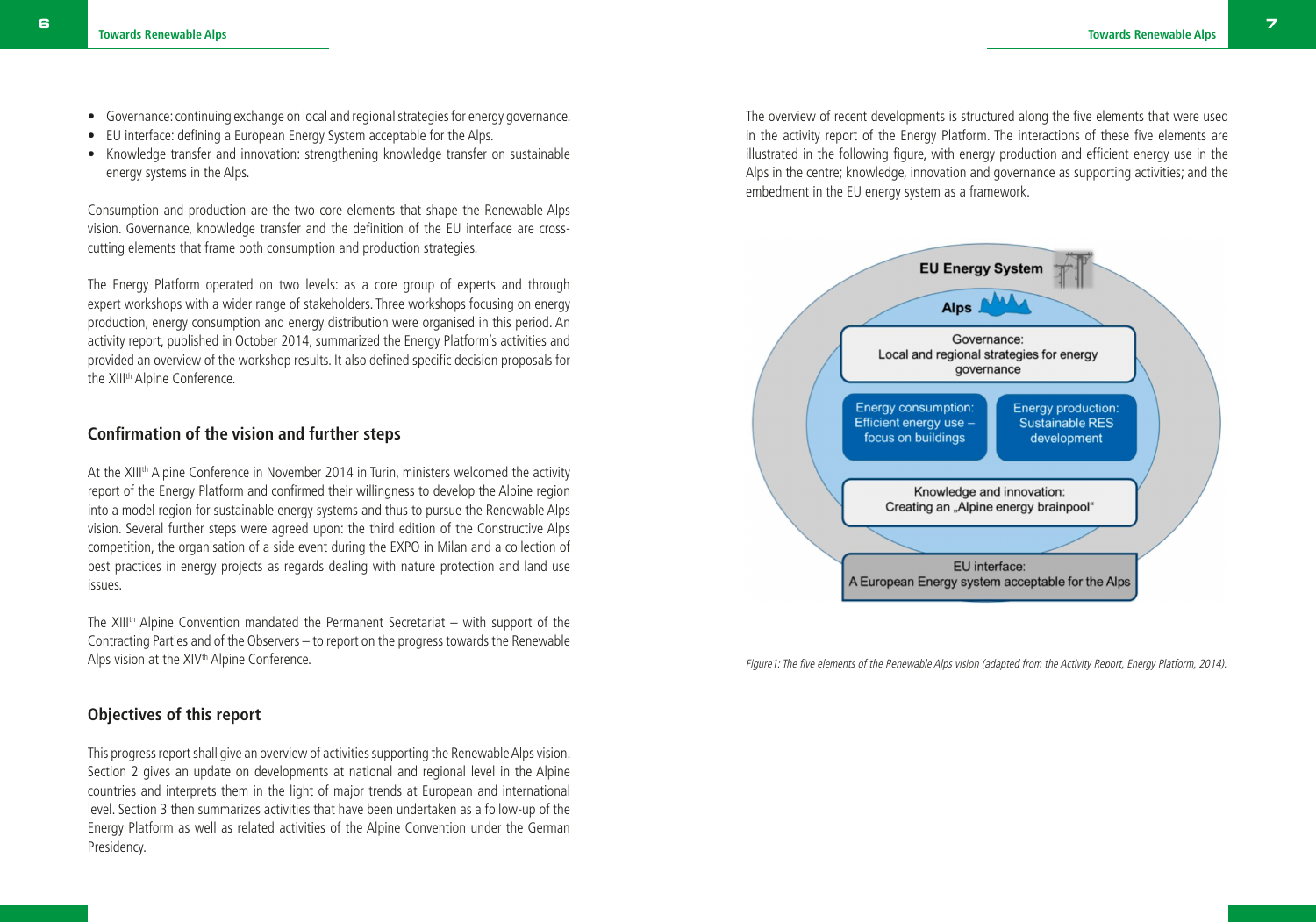- Governance: continuing exchange on local and regional strategies for energy governance.
- EU interface: defining a European Energy System acceptable for the Alps.
- Knowledge transfer and innovation: strengthening knowledge transfer on sustainable energy systems in the Alps.

Consumption and production are the two core elements that shape the Renewable Alps vision. Governance, knowledge transfer and the definition of the EU interface are cross-cutting elements that frame both consumption and production strategies.

The Energy Platform operated on two levels: as a core group of experts and through expert workshops with a wider range of stakeholders. Three workshops focusing on energy production, energy consumption and energy distribution were organised in this period. An activity report, published in October 2014, summarized the Energy Platform's activities and provided an overview of the workshop results. It also defined specific decision proposals for the XIII[th] Alpine Conference.

## Confirmation of the vision and further steps

At the XIII[th] Alpine Conference in November 2014 in Turin, ministers welcomed the activity report of the Energy Platform and confirmed their willingness to develop the Alpine region into a model region for sustainable energy systems and thus to pursue the Renewable Alps vision. Several further steps were agreed upon: the third edition of the Constructive Alps competition, the organisation of a side event during the EXPO in Milan and a collection of best practices in energy projects as regards dealing with nature protection and land use issues.

The XIII[th] Alpine Convention mandated the Permanent Secretariat – with support of the Contracting Parties and of the Observers – to report on the progress towards the Renewable Alps vision at the XIV[th] Alpine Conference.

## Objectives of this report

This progress report shall give an overview of activities supporting the Renewable Alps vision. Section 2 gives an update on developments at national and regional level in the Alpine countries and interprets them in the light of major trends at European and international level. Section 3 then summarizes activities that have been undertaken as a follow-up of the Energy Platform as well as related activities of the Alpine Convention under the German Presidency.

The overview of recent developments is structured along the five elements that were used in the activity report of the Energy Platform. The interactions of these five elements are illustrated in the following figure, with energy production and efficient energy use in the Alps in the centre; knowledge, innovation and governance as supporting activities; and the embedment in the EU energy system as a framework.

EU Energy System

Alps

Governance:
Local and regional strategies for energy governance

Energy consumption:
Efficient energy use – focus on buildings

Energy production:
Sustainable RES development

Knowledge and innovation:
Creating an „Alpine energy brainpool“

EU interface:
A European Energy system acceptable for the Alps

*Figure1: The five elements of the Renewable Alps vision (adapted from the Activity Report, Energy Platform, 2014).*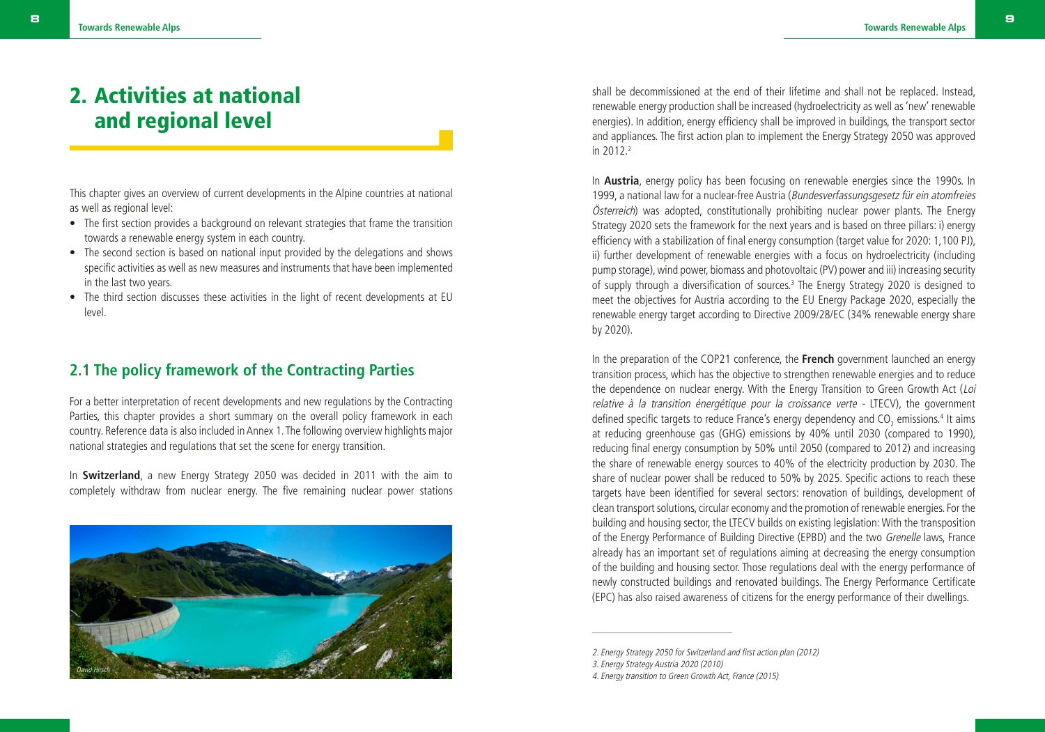# 2. Activities at national and regional level

This chapter gives an overview of current developments in the Alpine countries at national as well as regional level:

- The first section provides a background on relevant strategies that frame the transition towards a renewable energy system in each country.
- The second section is based on national input provided by the delegations and shows specific activities as well as new measures and instruments that have been implemented in the last two years.
- The third section discusses these activities in the light of recent developments at EU level.

## 2.1 The policy framework of the Contracting Parties

For a better interpretation of recent developments and new regulations by the Contracting Parties, this chapter provides a short summary on the overall policy framework in each country. Reference data is also included in Annex 1. The following overview highlights major national strategies and regulations that set the scene for energy transition.

In **Switzerland**, a new Energy Strategy 2050 was decided in 2011 with the aim to completely withdraw from nuclear energy. The five remaining nuclear power stations shall be decommissioned at the end of their lifetime and shall not be replaced. Instead, renewable energy production shall be increased (hydroelectricity as well as 'new' renewable energies). In addition, energy efficiency shall be improved in buildings, the transport sector and appliances. The first action plan to implement the Energy Strategy 2050 was approved in 2012.[2]

In **Austria**, energy policy has been focusing on renewable energies since the 1990s. In 1999, a national law for a nuclear-free Austria (*Bundesverfassungsgesetz für ein atomfreies Österreich*) was adopted, constitutionally prohibiting nuclear power plants. The Energy Strategy 2020 sets the framework for the next years and is based on three pillars: i) energy efficiency with a stabilization of final energy consumption (target value for 2020: 1,100 PJ), ii) further development of renewable energies with a focus on hydroelectricity (including pump storage), wind power, biomass and photovoltaic (PV) power and iii) increasing security of supply through a diversification of sources.[3] The Energy Strategy 2020 is designed to meet the objectives for Austria according to the EU Energy Package 2020, especially the renewable energy target according to Directive 2009/28/EC (34% renewable energy share by 2020).

In the preparation of the COP21 conference, the **French** government launched an energy transition process, which has the objective to strengthen renewable energies and to reduce the dependence on nuclear energy. With the Energy Transition to Green Growth Act (*Loi relative à la transition énergétique pour la croissance verte* - LTECV), the government defined specific targets to reduce France's energy dependency and $CO_2$ emissions.[4] It aims at reducing greenhouse gas (GHG) emissions by 40% until 2030 (compared to 1990), reducing final energy consumption by 50% until 2050 (compared to 2012) and increasing the share of renewable energy sources to 40% of the electricity production by 2030. The share of nuclear power shall be reduced to 50% by 2025. Specific actions to reach these targets have been identified for several sectors: renovation of buildings, development of clean transport solutions, circular economy and the promotion of renewable energies. For the building and housing sector, the LTECV builds on existing legislation: With the transposition of the Energy Performance of Building Directive (EPBD) and the two *Grenelle* laws, France already has an important set of regulations aiming at decreasing the energy consumption of the building and housing sector. Those regulations deal with the energy performance of newly constructed buildings and renovated buildings. The Energy Performance Certificate (EPC) has also raised awareness of citizens for the energy performance of their dwellings.

*David Hirsch*

---

*2. Energy Strategy 2050 for Switzerland and first action plan (2012)*

*3. Energy Strategy Austria 2020 (2010)*

*4. Energy transition to Green Growth Act, France (2015)*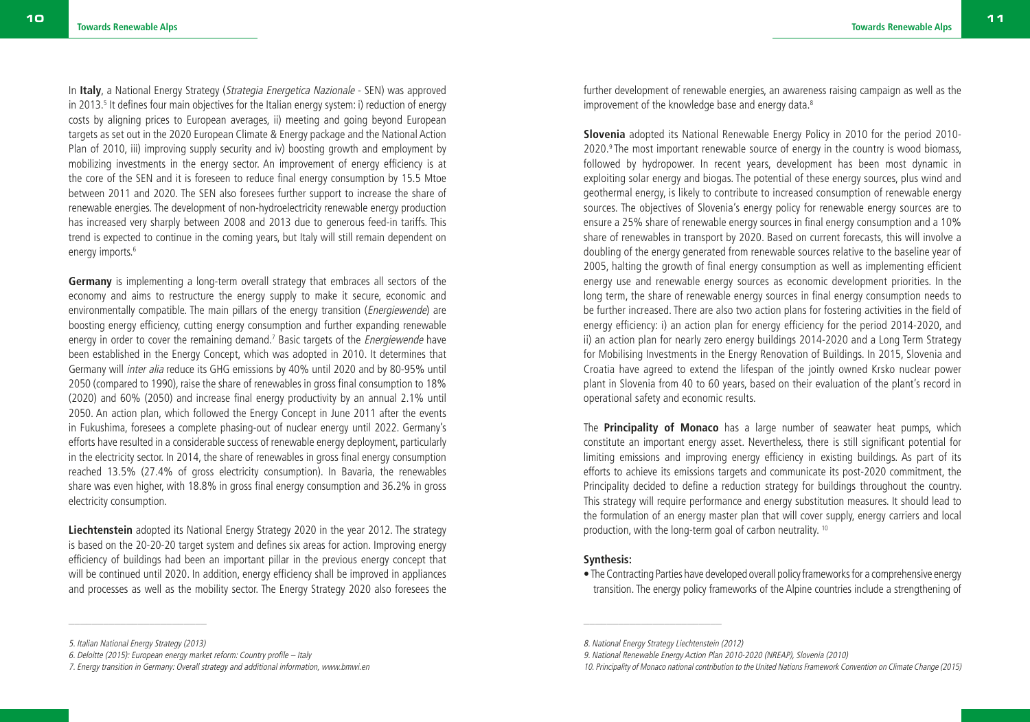In **Italy**, a National Energy Strategy (*Strategia Energetica Nazionale* - SEN) was approved in 2013.[5] It defines four main objectives for the Italian energy system: i) reduction of energy costs by aligning prices to European averages, ii) meeting and going beyond European targets as set out in the 2020 European Climate & Energy package and the National Action Plan of 2010, iii) improving supply security and iv) boosting growth and employment by mobilizing investments in the energy sector. An improvement of energy efficiency is at the core of the SEN and it is foreseen to reduce final energy consumption by 15.5 Mtoe between 2011 and 2020. The SEN also foresees further support to increase the share of renewable energies. The development of non-hydroelectricity renewable energy production has increased very sharply between 2008 and 2013 due to generous feed-in tariffs. This trend is expected to continue in the coming years, but Italy will still remain dependent on energy imports.[6]

**Germany** is implementing a long-term overall strategy that embraces all sectors of the economy and aims to restructure the energy supply to make it secure, economic and environmentally compatible. The main pillars of the energy transition (*Energiewende*) are boosting energy efficiency, cutting energy consumption and further expanding renewable energy in order to cover the remaining demand.[7] Basic targets of the *Energiewende* have been established in the Energy Concept, which was adopted in 2010. It determines that Germany will *inter alia* reduce its GHG emissions by 40% until 2020 and by 80-95% until 2050 (compared to 1990), raise the share of renewables in gross final consumption to 18% (2020) and 60% (2050) and increase final energy productivity by an annual 2.1% until 2050. An action plan, which followed the Energy Concept in June 2011 after the events in Fukushima, foresees a complete phasing-out of nuclear energy until 2022. Germany's efforts have resulted in a considerable success of renewable energy deployment, particularly in the electricity sector. In 2014, the share of renewables in gross final energy consumption reached 13.5% (27.4% of gross electricity consumption). In Bavaria, the renewables share was even higher, with 18.8% in gross final energy consumption and 36.2% in gross electricity consumption.

**Liechtenstein** adopted its National Energy Strategy 2020 in the year 2012. The strategy is based on the 20-20-20 target system and defines six areas for action. Improving energy efficiency of buildings had been an important pillar in the previous energy concept that will be continued until 2020. In addition, energy efficiency shall be improved in appliances and processes as well as the mobility sector. The Energy Strategy 2020 also foresees the further development of renewable energies, an awareness raising campaign as well as the improvement of the knowledge base and energy data.[8]

**Slovenia** adopted its National Renewable Energy Policy in 2010 for the period 2010-2020.[9] The most important renewable source of energy in the country is wood biomass, followed by hydropower. In recent years, development has been most dynamic in exploiting solar energy and biogas. The potential of these energy sources, plus wind and geothermal energy, is likely to contribute to increased consumption of renewable energy sources. The objectives of Slovenia's energy policy for renewable energy sources are to ensure a 25% share of renewable energy sources in final energy consumption and a 10% share of renewables in transport by 2020. Based on current forecasts, this will involve a doubling of the energy generated from renewable sources relative to the baseline year of 2005, halting the growth of final energy consumption as well as implementing efficient energy use and renewable energy sources as economic development priorities. In the long term, the share of renewable energy sources in final energy consumption needs to be further increased. There are also two action plans for fostering activities in the field of energy efficiency: i) an action plan for energy efficiency for the period 2014-2020, and ii) an action plan for nearly zero energy buildings 2014-2020 and a Long Term Strategy for Mobilising Investments in the Energy Renovation of Buildings. In 2015, Slovenia and Croatia have agreed to extend the lifespan of the jointly owned Krsko nuclear power plant in Slovenia from 40 to 60 years, based on their evaluation of the plant's record in operational safety and economic results.

The **Principality of Monaco** has a large number of seawater heat pumps, which constitute an important energy asset. Nevertheless, there is still significant potential for limiting emissions and improving energy efficiency in existing buildings. As part of its efforts to achieve its emissions targets and communicate its post-2020 commitment, the Principality decided to define a reduction strategy for buildings throughout the country. This strategy will require performance and energy substitution measures. It should lead to the formulation of an energy master plan that will cover supply, energy carriers and local production, with the long-term goal of carbon neutrality.[10]

**Synthesis:**

- The Contracting Parties have developed overall policy frameworks for a comprehensive energy transition. The energy policy frameworks of the Alpine countries include a strengthening of

---

5. *Italian National Energy Strategy (2013)*
6. *Deloitte (2015): European energy market reform: Country profile – Italy*
7. *Energy transition in Germany: Overall strategy and additional information, www.bmwi.en*
8. *National Energy Strategy Liechtenstein (2012)*
9. *National Renewable Energy Action Plan 2010-2020 (NREAP), Slovenia (2010)*
10. *Principality of Monaco national contribution to the United Nations Framework Convention on Climate Change (2015)*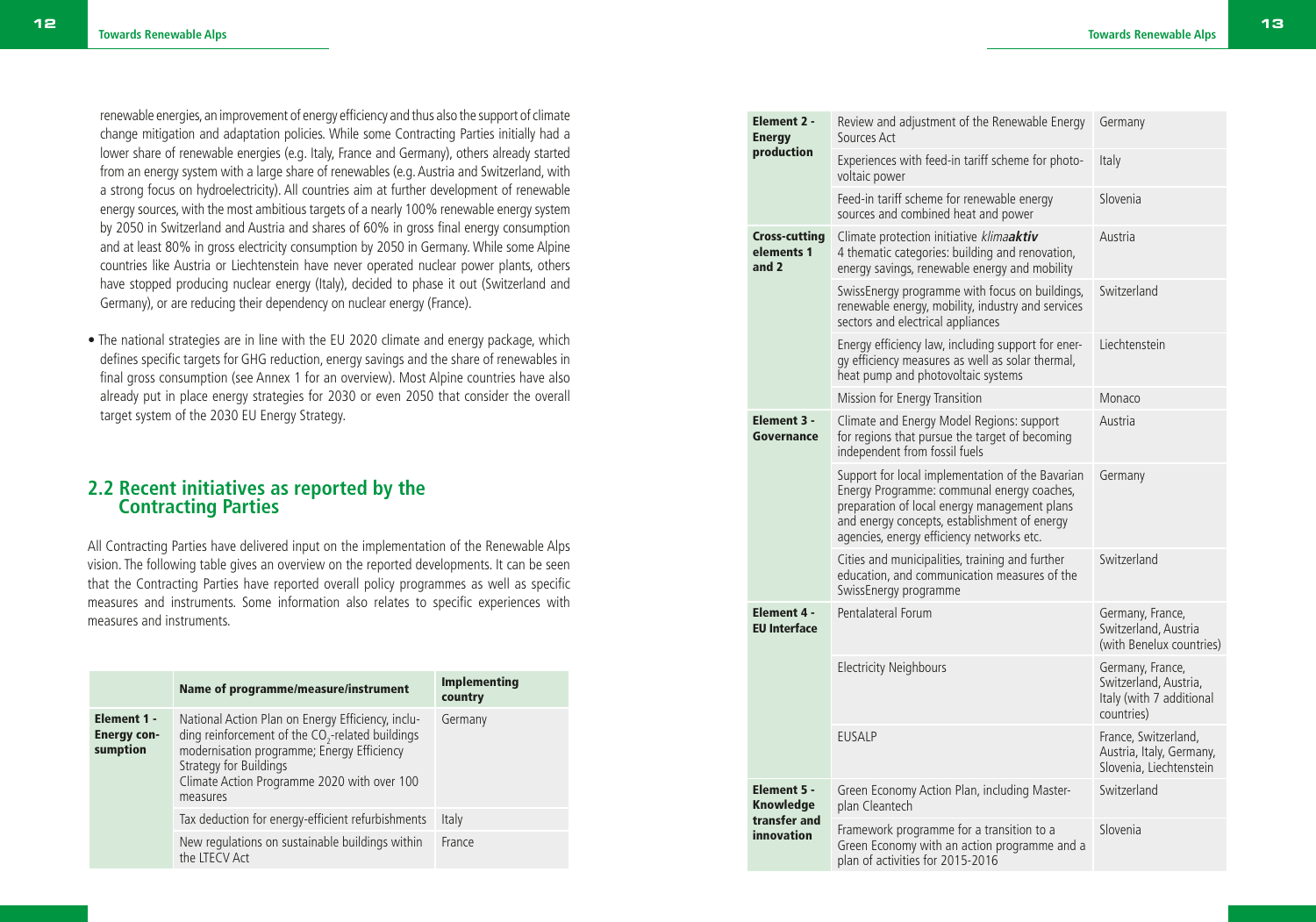renewable energies, an improvement of energy efficiency and thus also the support of climate change mitigation and adaptation policies. While some Contracting Parties initially had a lower share of renewable energies (e.g. Italy, France and Germany), others already started from an energy system with a large share of renewables (e.g. Austria and Switzerland, with a strong focus on hydroelectricity). All countries aim at further development of renewable energy sources, with the most ambitious targets of a nearly 100% renewable energy system by 2050 in Switzerland and Austria and shares of 60% in gross final energy consumption and at least 80% in gross electricity consumption by 2050 in Germany. While some Alpine countries like Austria or Liechtenstein have never operated nuclear power plants, others have stopped producing nuclear energy (Italy), decided to phase it out (Switzerland and Germany), or are reducing their dependency on nuclear energy (France).

- The national strategies are in line with the EU 2020 climate and energy package, which defines specific targets for GHG reduction, energy savings and the share of renewables in final gross consumption (see Annex 1 for an overview). Most Alpine countries have also already put in place energy strategies for 2030 or even 2050 that consider the overall target system of the 2030 EU Energy Strategy.

## 2.2 Recent initiatives as reported by the Contracting Parties

All Contracting Parties have delivered input on the implementation of the Renewable Alps vision. The following table gives an overview on the reported developments. It can be seen that the Contracting Parties have reported overall policy programmes as well as specific measures and instruments. Some information also relates to specific experiences with measures and instruments.

| | Name of programme/measure/instrument | Implementing country |
|---|---|---|
| **Element 1 - Energy consumption** | National Action Plan on Energy Efficiency, including reinforcement of the $CO_2$-related buildings modernisation programme; Energy Efficiency Strategy for Buildings<br>Climate Action Programme 2020 with over 100 measures | Germany |
| | Tax deduction for energy-efficient refurbishments | Italy |
| | New regulations on sustainable buildings within the LTECV Act | France |
| **Element 2 - Energy production** | Review and adjustment of the Renewable Energy Sources Act | Germany |
| | Experiences with feed-in tariff scheme for photovoltaic power | Italy |
| | Feed-in tariff scheme for renewable energy sources and combined heat and power | Slovenia |
| **Cross-cutting elements 1 and 2** | Climate protection initiative *klima**aktiv***<br>4 thematic categories: building and renovation, energy savings, renewable energy and mobility | Austria |
| | SwissEnergy programme with focus on buildings, renewable energy, mobility, industry and services sectors and electrical appliances | Switzerland |
| | Energy efficiency law, including support for energy efficiency measures as well as solar thermal, heat pump and photovoltaic systems | Liechtenstein |
| | Mission for Energy Transition | Monaco |
| **Element 3 - Governance** | Climate and Energy Model Regions: support for regions that pursue the target of becoming independent from fossil fuels | Austria |
| | Support for local implementation of the Bavarian Energy Programme: communal energy coaches, preparation of local energy management plans and energy concepts, establishment of energy agencies, energy efficiency networks etc. | Germany |
| | Cities and municipalities, training and further education, and communication measures of the SwissEnergy programme | Switzerland |
| **Element 4 - EU Interface** | Pentalateral Forum | Germany, France, Switzerland, Austria (with Benelux countries) |
| | Electricity Neighbours | Germany, France, Switzerland, Austria, Italy (with 7 additional countries) |
| | EUSALP | France, Switzerland, Austria, Italy, Germany, Slovenia, Liechtenstein |
| **Element 5 - Knowledge transfer and innovation** | Green Economy Action Plan, including Masterplan Cleantech | Switzerland |
| | Framework programme for a transition to a Green Economy with an action programme and a plan of activities for 2015-2016 | Slovenia |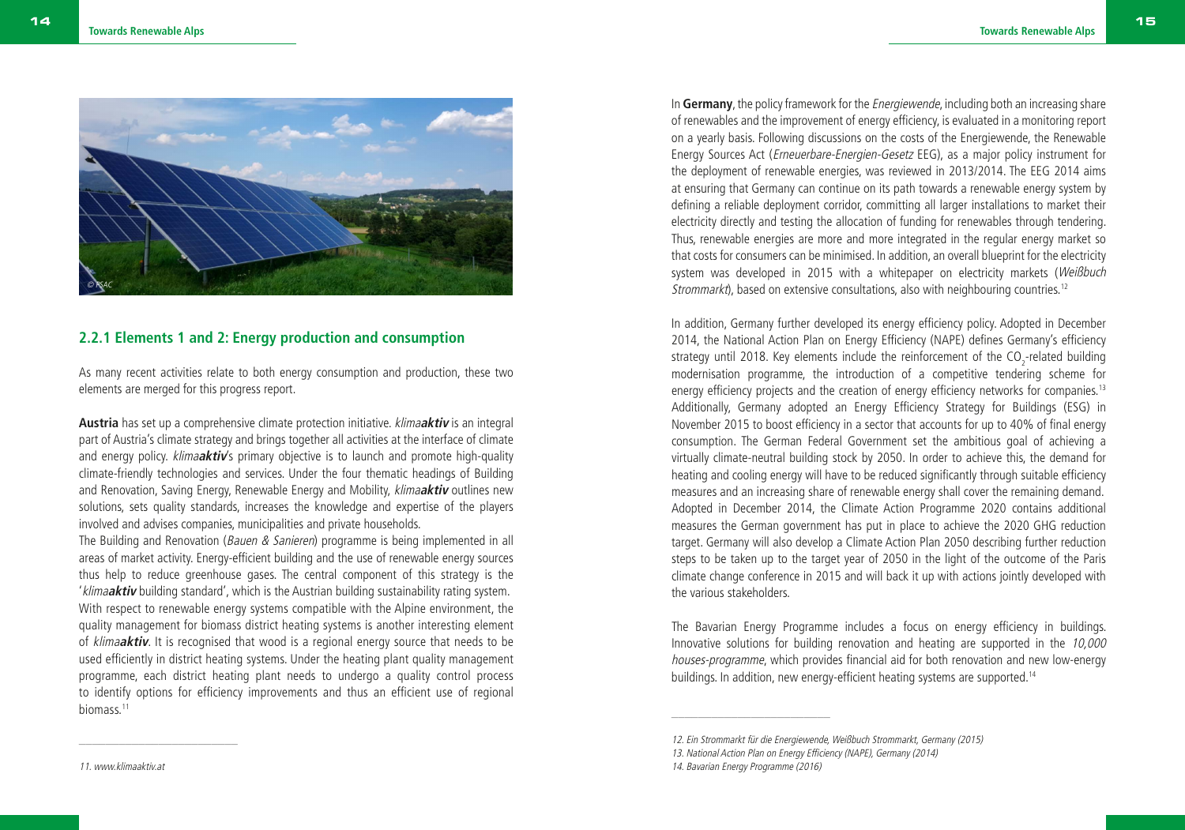## 2.2.1 Elements 1 and 2: Energy production and consumption

As many recent activities relate to both energy consumption and production, these two elements are merged for this progress report.

**Austria** has set up a comprehensive climate protection initiative. *klima**aktiv*** is an integral part of Austria's climate strategy and brings together all activities at the interface of climate and energy policy. *klima**aktiv***'s primary objective is to launch and promote high-quality climate-friendly technologies and services. Under the four thematic headings of Building and Renovation, Saving Energy, Renewable Energy and Mobility, *klima**aktiv*** outlines new solutions, sets quality standards, increases the knowledge and expertise of the players involved and advises companies, municipalities and private households.

The Building and Renovation (*Bauen & Sanieren*) programme is being implemented in all areas of market activity. Energy-efficient building and the use of renewable energy sources thus help to reduce greenhouse gases. The central component of this strategy is the '*klima**aktiv*** building standard', which is the Austrian building sustainability rating system.

With respect to renewable energy systems compatible with the Alpine environment, the quality management for biomass district heating systems is another interesting element of *klima**aktiv***. It is recognised that wood is a regional energy source that needs to be used efficiently in district heating systems. Under the heating plant quality management programme, each district heating plant needs to undergo a quality control process to identify options for efficiency improvements and thus an efficient use of regional biomass.[11]

In **Germany**, the policy framework for the *Energiewende*, including both an increasing share of renewables and the improvement of energy efficiency, is evaluated in a monitoring report on a yearly basis. Following discussions on the costs of the Energiewende, the Renewable Energy Sources Act (*Erneuerbare-Energien-Gesetz* EEG), as a major policy instrument for the deployment of renewable energies, was reviewed in 2013/2014. The EEG 2014 aims at ensuring that Germany can continue on its path towards a renewable energy system by defining a reliable deployment corridor, committing all larger installations to market their electricity directly and testing the allocation of funding for renewables through tendering. Thus, renewable energies are more and more integrated in the regular energy market so that costs for consumers can be minimised. In addition, an overall blueprint for the electricity system was developed in 2015 with a whitepaper on electricity markets (*Weißbuch Strommarkt*), based on extensive consultations, also with neighbouring countries.[12]

In addition, Germany further developed its energy efficiency policy. Adopted in December 2014, the National Action Plan on Energy Efficiency (NAPE) defines Germany's efficiency strategy until 2018. Key elements include the reinforcement of the $CO_2$-related building modernisation programme, the introduction of a competitive tendering scheme for energy efficiency projects and the creation of energy efficiency networks for companies.[13] Additionally, Germany adopted an Energy Efficiency Strategy for Buildings (ESG) in November 2015 to boost efficiency in a sector that accounts for up to 40% of final energy consumption. The German Federal Government set the ambitious goal of achieving a virtually climate-neutral building stock by 2050. In order to achieve this, the demand for heating and cooling energy will have to be reduced significantly through suitable efficiency measures and an increasing share of renewable energy shall cover the remaining demand. Adopted in December 2014, the Climate Action Programme 2020 contains additional measures the German government has put in place to achieve the 2020 GHG reduction target. Germany will also develop a Climate Action Plan 2050 describing further reduction steps to be taken up to the target year of 2050 in the light of the outcome of the Paris climate change conference in 2015 and will back it up with actions jointly developed with the various stakeholders.

The Bavarian Energy Programme includes a focus on energy efficiency in buildings. Innovative solutions for building renovation and heating are supported in the *10,000 houses-programme*, which provides financial aid for both renovation and new low-energy buildings. In addition, new energy-efficient heating systems are supported.[14]

---

11. www.klimaaktiv.at

12. Ein Strommarkt für die Energiewende, Weißbuch Strommarkt, Germany (2015)

13. National Action Plan on Energy Efficiency (NAPE), Germany (2014)

14. Bavarian Energy Programme (2016)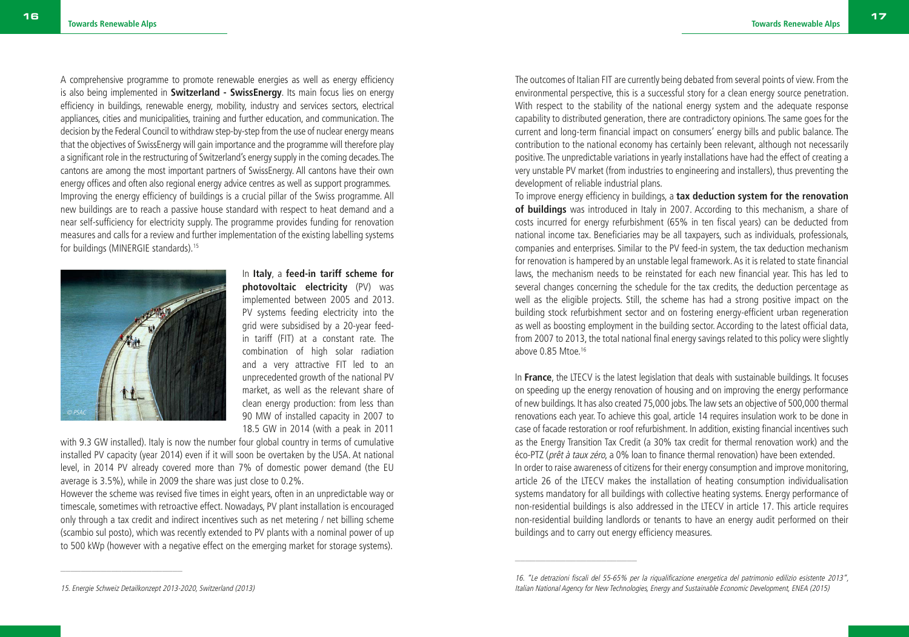A comprehensive programme to promote renewable energies as well as energy efficiency is also being implemented in **Switzerland - SwissEnergy**. Its main focus lies on energy efficiency in buildings, renewable energy, mobility, industry and services sectors, electrical appliances, cities and municipalities, training and further education, and communication. The decision by the Federal Council to withdraw step-by-step from the use of nuclear energy means that the objectives of SwissEnergy will gain importance and the programme will therefore play a significant role in the restructuring of Switzerland's energy supply in the coming decades. The cantons are among the most important partners of SwissEnergy. All cantons have their own energy offices and often also regional energy advice centres as well as support programmes.

Improving the energy efficiency of buildings is a crucial pillar of the Swiss programme. All new buildings are to reach a passive house standard with respect to heat demand and a near self-sufficiency for electricity supply. The programme provides funding for renovation measures and calls for a review and further implementation of the existing labelling systems for buildings (MINERGIE standards).[15]

In **Italy**, a **feed-in tariff scheme for photovoltaic electricity** (PV) was implemented between 2005 and 2013. PV systems feeding electricity into the grid were subsidised by a 20-year feed-in tariff (FIT) at a constant rate. The combination of high solar radiation and a very attractive FIT led to an unprecedented growth of the national PV market, as well as the relevant share of clean energy production: from less than 90 MW of installed capacity in 2007 to 18.5 GW in 2014 (with a peak in 2011 with 9.3 GW installed). Italy is now the number four global country in terms of cumulative installed PV capacity (year 2014) even if it will soon be overtaken by the USA. At national level, in 2014 PV already covered more than 7% of domestic power demand (the EU average is 3.5%), while in 2009 the share was just close to 0.2%.

However the scheme was revised five times in eight years, often in an unpredictable way or timescale, sometimes with retroactive effect. Nowadays, PV plant installation is encouraged only through a tax credit and indirect incentives such as net metering / net billing scheme (scambio sul posto), which was recently extended to PV plants with a nominal power of up to 500 kWp (however with a negative effect on the emerging market for storage systems).

The outcomes of Italian FIT are currently being debated from several points of view. From the environmental perspective, this is a successful story for a clean energy source penetration. With respect to the stability of the national energy system and the adequate response capability to distributed generation, there are contradictory opinions. The same goes for the current and long-term financial impact on consumers' energy bills and public balance. The contribution to the national economy has certainly been relevant, although not necessarily positive. The unpredictable variations in yearly installations have had the effect of creating a very unstable PV market (from industries to engineering and installers), thus preventing the development of reliable industrial plans.

To improve energy efficiency in buildings, a **tax deduction system for the renovation of buildings** was introduced in Italy in 2007. According to this mechanism, a share of costs incurred for energy refurbishment (65% in ten fiscal years) can be deducted from national income tax. Beneficiaries may be all taxpayers, such as individuals, professionals, companies and enterprises. Similar to the PV feed-in system, the tax deduction mechanism for renovation is hampered by an unstable legal framework. As it is related to state financial laws, the mechanism needs to be reinstated for each new financial year. This has led to several changes concerning the schedule for the tax credits, the deduction percentage as well as the eligible projects. Still, the scheme has had a strong positive impact on the building stock refurbishment sector and on fostering energy-efficient urban regeneration as well as boosting employment in the building sector. According to the latest official data, from 2007 to 2013, the total national final energy savings related to this policy were slightly above 0.85 Mtoe.[16]

In **France**, the LTECV is the latest legislation that deals with sustainable buildings. It focuses on speeding up the energy renovation of housing and on improving the energy performance of new buildings. It has also created 75,000 jobs. The law sets an objective of 500,000 thermal renovations each year. To achieve this goal, article 14 requires insulation work to be done in case of facade restoration or roof refurbishment. In addition, existing financial incentives such as the Energy Transition Tax Credit (a 30% tax credit for thermal renovation work) and the éco-PTZ (*prêt à taux zéro*, a 0% loan to finance thermal renovation) have been extended.

In order to raise awareness of citizens for their energy consumption and improve monitoring, article 26 of the LTECV makes the installation of heating consumption individualisation systems mandatory for all buildings with collective heating systems. Energy performance of non-residential buildings is also addressed in the LTECV in article 17. This article requires non-residential building landlords or tenants to have an energy audit performed on their buildings and to carry out energy efficiency measures.

---

*15. Energie Schweiz Detailkonzept 2013-2020, Switzerland (2013)*

*16. "Le detrazioni fiscali del 55-65% per la riqualificazione energetica del patrimonio edilizio esistente 2013", Italian National Agency for New Technologies, Energy and Sustainable Economic Development, ENEA (2015)*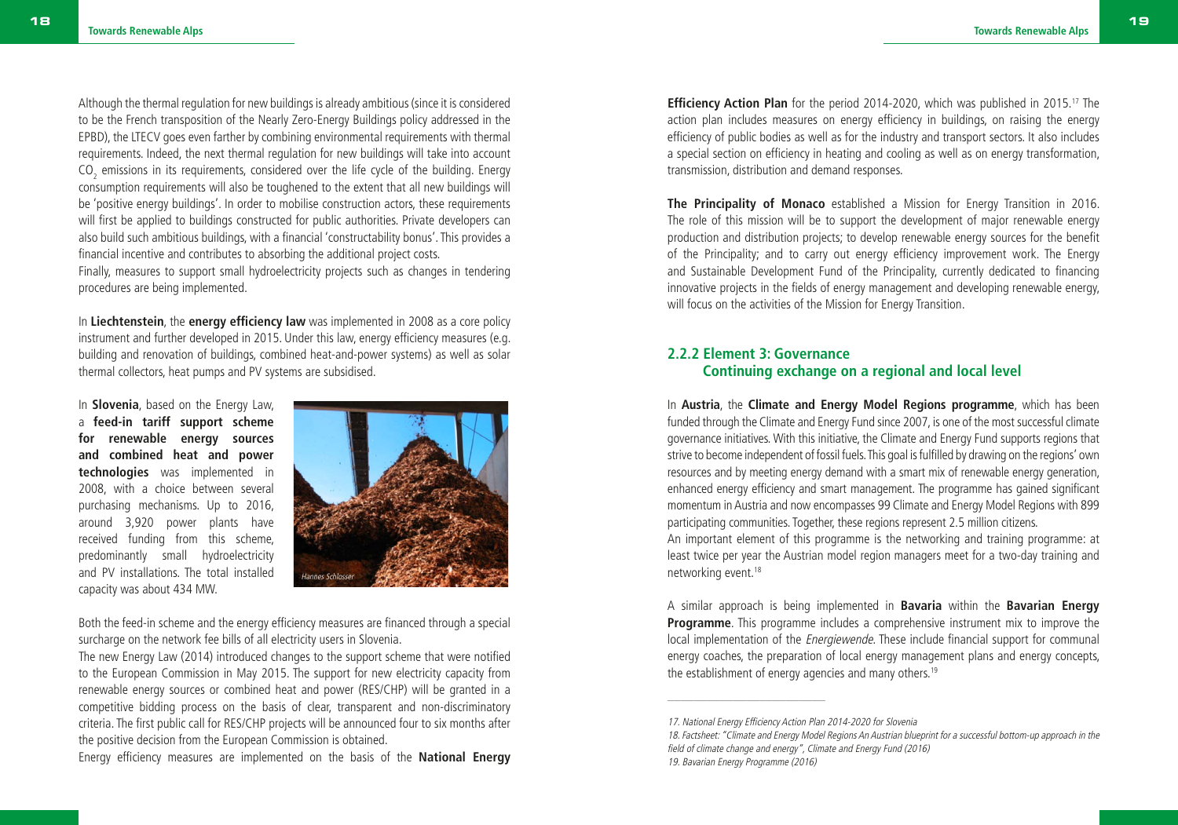Although the thermal regulation for new buildings is already ambitious (since it is considered to be the French transposition of the Nearly Zero-Energy Buildings policy addressed in the EPBD), the LTECV goes even farther by combining environmental requirements with thermal requirements. Indeed, the next thermal regulation for new buildings will take into account $CO_2$ emissions in its requirements, considered over the life cycle of the building. Energy consumption requirements will also be toughened to the extent that all new buildings will be 'positive energy buildings'. In order to mobilise construction actors, these requirements will first be applied to buildings constructed for public authorities. Private developers can also build such ambitious buildings, with a financial 'constructability bonus'. This provides a financial incentive and contributes to absorbing the additional project costs.

Finally, measures to support small hydroelectricity projects such as changes in tendering procedures are being implemented.

In **Liechtenstein**, the **energy efficiency law** was implemented in 2008 as a core policy instrument and further developed in 2015. Under this law, energy efficiency measures (e.g. building and renovation of buildings, combined heat-and-power systems) as well as solar thermal collectors, heat pumps and PV systems are subsidised.

In **Slovenia**, based on the Energy Law, a **feed-in tariff support scheme for renewable energy sources and combined heat and power technologies** was implemented in 2008, with a choice between several purchasing mechanisms. Up to 2016, around 3,920 power plants have received funding from this scheme, predominantly small hydroelectricity and PV installations. The total installed capacity was about 434 MW.

*Hannes Schlosser*

Both the feed-in scheme and the energy efficiency measures are financed through a special surcharge on the network fee bills of all electricity users in Slovenia.

The new Energy Law (2014) introduced changes to the support scheme that were notified to the European Commission in May 2015. The support for new electricity capacity from renewable energy sources or combined heat and power (RES/CHP) will be granted in a competitive bidding process on the basis of clear, transparent and non-discriminatory criteria. The first public call for RES/CHP projects will be announced four to six months after the positive decision from the European Commission is obtained.

Energy efficiency measures are implemented on the basis of the **National Energy Efficiency Action Plan** for the period 2014-2020, which was published in 2015.[17] The action plan includes measures on energy efficiency in buildings, on raising the energy efficiency of public bodies as well as for the industry and transport sectors. It also includes a special section on efficiency in heating and cooling as well as on energy transformation, transmission, distribution and demand responses.

**The Principality of Monaco** established a Mission for Energy Transition in 2016. The role of this mission will be to support the development of major renewable energy production and distribution projects; to develop renewable energy sources for the benefit of the Principality; and to carry out energy efficiency improvement work. The Energy and Sustainable Development Fund of the Principality, currently dedicated to financing innovative projects in the fields of energy management and developing renewable energy, will focus on the activities of the Mission for Energy Transition.

### 2.2.2 Element 3: Governance
### Continuing exchange on a regional and local level

In **Austria**, the **Climate and Energy Model Regions programme**, which has been funded through the Climate and Energy Fund since 2007, is one of the most successful climate governance initiatives. With this initiative, the Climate and Energy Fund supports regions that strive to become independent of fossil fuels. This goal is fulfilled by drawing on the regions' own resources and by meeting energy demand with a smart mix of renewable energy generation, enhanced energy efficiency and smart management. The programme has gained significant momentum in Austria and now encompasses 99 Climate and Energy Model Regions with 899 participating communities. Together, these regions represent 2.5 million citizens.

An important element of this programme is the networking and training programme: at least twice per year the Austrian model region managers meet for a two-day training and networking event.[18]

A similar approach is being implemented in **Bavaria** within the **Bavarian Energy Programme**. This programme includes a comprehensive instrument mix to improve the local implementation of the *Energiewende*. These include financial support for communal energy coaches, the preparation of local energy management plans and energy concepts, the establishment of energy agencies and many others.[19]

---

*17. National Energy Efficiency Action Plan 2014-2020 for Slovenia*

*18. Factsheet: "Climate and Energy Model Regions An Austrian blueprint for a successful bottom-up approach in the field of climate change and energy", Climate and Energy Fund (2016)*

*19. Bavarian Energy Programme (2016)*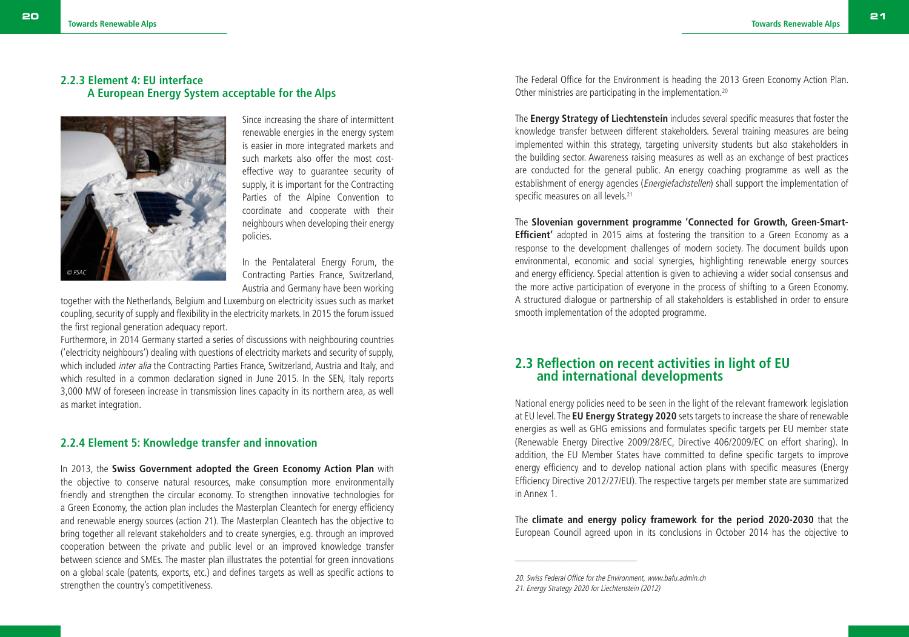### 2.2.3 Element 4: EU interface A European Energy System acceptable for the Alps

Since increasing the share of intermittent renewable energies in the energy system is easier in more integrated markets and such markets also offer the most cost-effective way to guarantee security of supply, it is important for the Contracting Parties of the Alpine Convention to coordinate and cooperate with their neighbours when developing their energy policies.

In the Pentalateral Energy Forum, the Contracting Parties France, Switzerland, Austria and Germany have been working together with the Netherlands, Belgium and Luxemburg on electricity issues such as market coupling, security of supply and flexibility in the electricity markets. In 2015 the forum issued the first regional generation adequacy report.

Furthermore, in 2014 Germany started a series of discussions with neighbouring countries ('electricity neighbours') dealing with questions of electricity markets and security of supply, which included *inter alia* the Contracting Parties France, Switzerland, Austria and Italy, and which resulted in a common declaration signed in June 2015. In the SEN, Italy reports 3,000 MW of foreseen increase in transmission lines capacity in its northern area, as well as market integration.

### 2.2.4 Element 5: Knowledge transfer and innovation

In 2013, the **Swiss Government adopted the Green Economy Action Plan** with the objective to conserve natural resources, make consumption more environmentally friendly and strengthen the circular economy. To strengthen innovative technologies for a Green Economy, the action plan includes the Masterplan Cleantech for energy efficiency and renewable energy sources (action 21). The Masterplan Cleantech has the objective to bring together all relevant stakeholders and to create synergies, e.g. through an improved cooperation between the private and public level or an improved knowledge transfer between science and SMEs. The master plan illustrates the potential for green innovations on a global scale (patents, exports, etc.) and defines targets as well as specific actions to strengthen the country's competitiveness.

The Federal Office for the Environment is heading the 2013 Green Economy Action Plan. Other ministries are participating in the implementation.[20]

The **Energy Strategy of Liechtenstein** includes several specific measures that foster the knowledge transfer between different stakeholders. Several training measures are being implemented within this strategy, targeting university students but also stakeholders in the building sector. Awareness raising measures as well as an exchange of best practices are conducted for the general public. An energy coaching programme as well as the establishment of energy agencies (*Energiefachstellen*) shall support the implementation of specific measures on all levels.[21]

The **Slovenian government programme 'Connected for Growth, Green-Smart-Efficient'** adopted in 2015 aims at fostering the transition to a Green Economy as a response to the development challenges of modern society. The document builds upon environmental, economic and social synergies, highlighting renewable energy sources and energy efficiency. Special attention is given to achieving a wider social consensus and the more active participation of everyone in the process of shifting to a Green Economy. A structured dialogue or partnership of all stakeholders is established in order to ensure smooth implementation of the adopted programme.

## 2.3 Reflection on recent activities in light of EU and international developments

National energy policies need to be seen in the light of the relevant framework legislation at EU level. The **EU Energy Strategy 2020** sets targets to increase the share of renewable energies as well as GHG emissions and formulates specific targets per EU member state (Renewable Energy Directive 2009/28/EC, Directive 406/2009/EC on effort sharing). In addition, the EU Member States have committed to define specific targets to improve energy efficiency and to develop national action plans with specific measures (Energy Efficiency Directive 2012/27/EU). The respective targets per member state are summarized in Annex 1.

The **climate and energy policy framework for the period 2020-2030** that the European Council agreed upon in its conclusions in October 2014 has the objective to

20. Swiss Federal Office for the Environment, www.bafu.admin.ch

21. Energy Strategy 2020 for Liechtenstein (2012)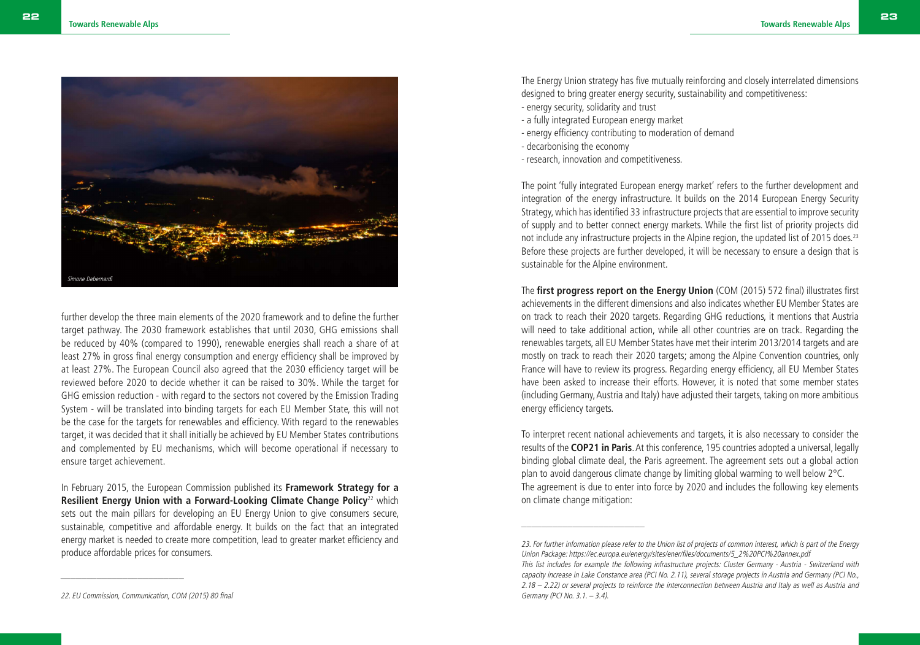further develop the three main elements of the 2020 framework and to define the further target pathway. The 2030 framework establishes that until 2030, GHG emissions shall be reduced by 40% (compared to 1990), renewable energies shall reach a share of at least 27% in gross final energy consumption and energy efficiency shall be improved by at least 27%. The European Council also agreed that the 2030 efficiency target will be reviewed before 2020 to decide whether it can be raised to 30%. While the target for GHG emission reduction - with regard to the sectors not covered by the Emission Trading System - will be translated into binding targets for each EU Member State, this will not be the case for the targets for renewables and efficiency. With regard to the renewables target, it was decided that it shall initially be achieved by EU Member States contributions and complemented by EU mechanisms, which will become operational if necessary to ensure target achievement.

In February 2015, the European Commission published its **Framework Strategy for a Resilient Energy Union with a Forward-Looking Climate Change Policy**[22] which sets out the main pillars for developing an EU Energy Union to give consumers secure, sustainable, competitive and affordable energy. It builds on the fact that an integrated energy market is needed to create more competition, lead to greater market efficiency and produce affordable prices for consumers.

The Energy Union strategy has five mutually reinforcing and closely interrelated dimensions designed to bring greater energy security, sustainability and competitiveness:

- energy security, solidarity and trust
- a fully integrated European energy market
- energy efficiency contributing to moderation of demand
- decarbonising the economy
- research, innovation and competitiveness.

The point 'fully integrated European energy market' refers to the further development and integration of the energy infrastructure. It builds on the 2014 European Energy Security Strategy, which has identified 33 infrastructure projects that are essential to improve security of supply and to better connect energy markets. While the first list of priority projects did not include any infrastructure projects in the Alpine region, the updated list of 2015 does.[23] Before these projects are further developed, it will be necessary to ensure a design that is sustainable for the Alpine environment.

The **first progress report on the Energy Union** (COM (2015) 572 final) illustrates first achievements in the different dimensions and also indicates whether EU Member States are on track to reach their 2020 targets. Regarding GHG reductions, it mentions that Austria will need to take additional action, while all other countries are on track. Regarding the renewables targets, all EU Member States have met their interim 2013/2014 targets and are mostly on track to reach their 2020 targets; among the Alpine Convention countries, only France will have to review its progress. Regarding energy efficiency, all EU Member States have been asked to increase their efforts. However, it is noted that some member states (including Germany, Austria and Italy) have adjusted their targets, taking on more ambitious energy efficiency targets.

To interpret recent national achievements and targets, it is also necessary to consider the results of the **COP21 in Paris**. At this conference, 195 countries adopted a universal, legally binding global climate deal, the Paris agreement. The agreement sets out a global action plan to avoid dangerous climate change by limiting global warming to well below 2°C. The agreement is due to enter into force by 2020 and includes the following key elements on climate change mitigation:

---

*22. EU Commission, Communication, COM (2015) 80 final*

*23. For further information please refer to the Union list of projects of common interest, which is part of the Energy Union Package: https://ec.europa.eu/energy/sites/ener/files/documents/5_2%20PCI%20annex.pdf*
*This list includes for example the following infrastructure projects: Cluster Germany - Austria - Switzerland with capacity increase in Lake Constance area (PCI No. 2.11), several storage projects in Austria and Germany (PCI No., 2.18 – 2.22) or several projects to reinforce the interconnection between Austria and Italy as well as Austria and Germany (PCI No. 3.1. – 3.4).*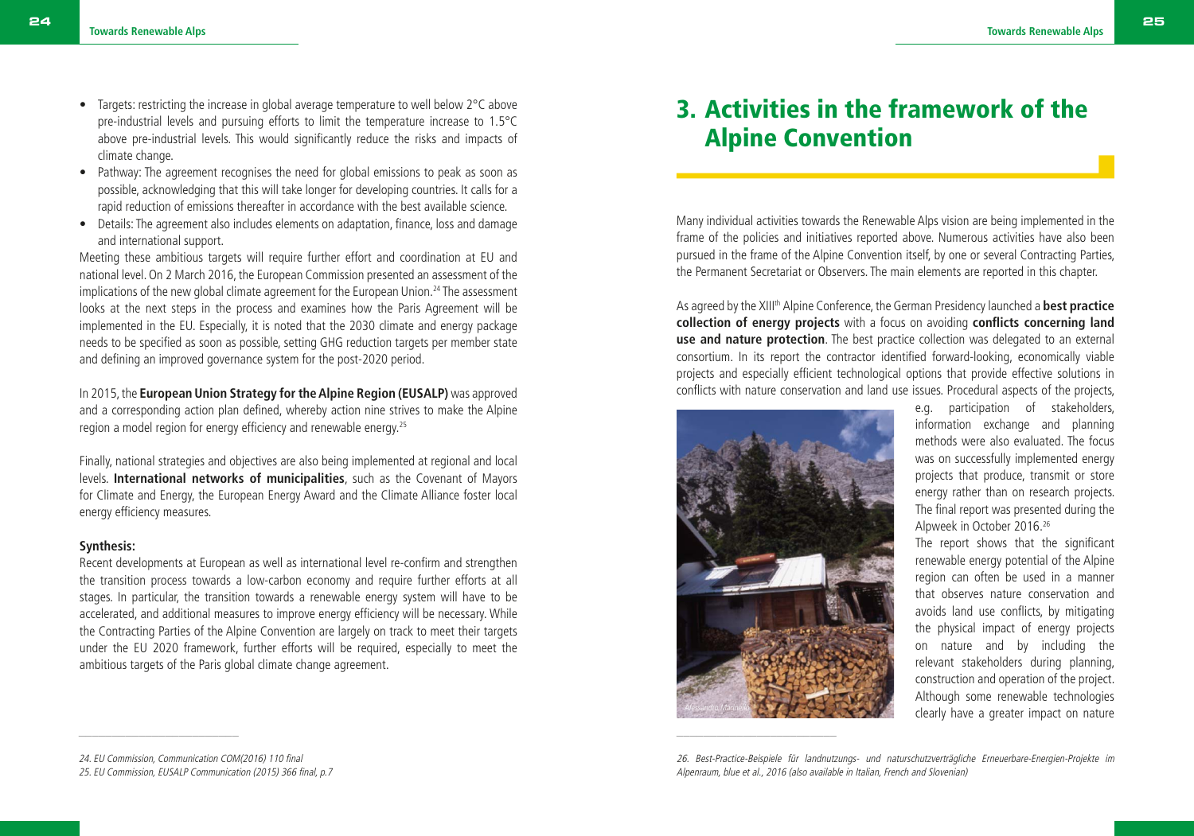- Targets: restricting the increase in global average temperature to well below 2°C above pre-industrial levels and pursuing efforts to limit the temperature increase to 1.5°C above pre-industrial levels. This would significantly reduce the risks and impacts of climate change.
- Pathway: The agreement recognises the need for global emissions to peak as soon as possible, acknowledging that this will take longer for developing countries. It calls for a rapid reduction of emissions thereafter in accordance with the best available science.
- Details: The agreement also includes elements on adaptation, finance, loss and damage and international support.

Meeting these ambitious targets will require further effort and coordination at EU and national level. On 2 March 2016, the European Commission presented an assessment of the implications of the new global climate agreement for the European Union.[24] The assessment looks at the next steps in the process and examines how the Paris Agreement will be implemented in the EU. Especially, it is noted that the 2030 climate and energy package needs to be specified as soon as possible, setting GHG reduction targets per member state and defining an improved governance system for the post-2020 period.

In 2015, the **European Union Strategy for the Alpine Region (EUSALP)** was approved and a corresponding action plan defined, whereby action nine strives to make the Alpine region a model region for energy efficiency and renewable energy.[25]

Finally, national strategies and objectives are also being implemented at regional and local levels. **International networks of municipalities**, such as the Covenant of Mayors for Climate and Energy, the European Energy Award and the Climate Alliance foster local energy efficiency measures.

**Synthesis:**

Recent developments at European as well as international level re-confirm and strengthen the transition process towards a low-carbon economy and require further efforts at all stages. In particular, the transition towards a renewable energy system will have to be accelerated, and additional measures to improve energy efficiency will be necessary. While the Contracting Parties of the Alpine Convention are largely on track to meet their targets under the EU 2020 framework, further efforts will be required, especially to meet the ambitious targets of the Paris global climate change agreement.

*24. EU Commission, Communication COM(2016) 110 final*

*25. EU Commission, EUSALP Communication (2015) 366 final, p.7*

# 3. Activities in the framework of the Alpine Convention

Many individual activities towards the Renewable Alps vision are being implemented in the frame of the policies and initiatives reported above. Numerous activities have also been pursued in the frame of the Alpine Convention itself, by one or several Contracting Parties, the Permanent Secretariat or Observers. The main elements are reported in this chapter.

As agreed by the XIII[th] Alpine Conference, the German Presidency launched a **best practice collection of energy projects** with a focus on avoiding **conflicts concerning land use and nature protection**. The best practice collection was delegated to an external consortium. In its report the contractor identified forward-looking, economically viable projects and especially efficient technological options that provide effective solutions in conflicts with nature conservation and land use issues. Procedural aspects of the projects, e.g. participation of stakeholders, information exchange and planning methods were also evaluated. The focus was on successfully implemented energy projects that produce, transmit or store energy rather than on research projects. The final report was presented during the Alpweek in October 2016.[26]

The report shows that the significant renewable energy potential of the Alpine region can often be used in a manner that observes nature conservation and avoids land use conflicts, by mitigating the physical impact of energy projects on nature and by including the relevant stakeholders during planning, construction and operation of the project. Although some renewable technologies clearly have a greater impact on nature

Alessandro Marinello

*26. Best-Practice-Beispiele für landnutzungs- und naturschutzverträgliche Erneuerbare-Energien-Projekte im Alpenraum, blue et al., 2016 (also available in Italian, French and Slovenian)*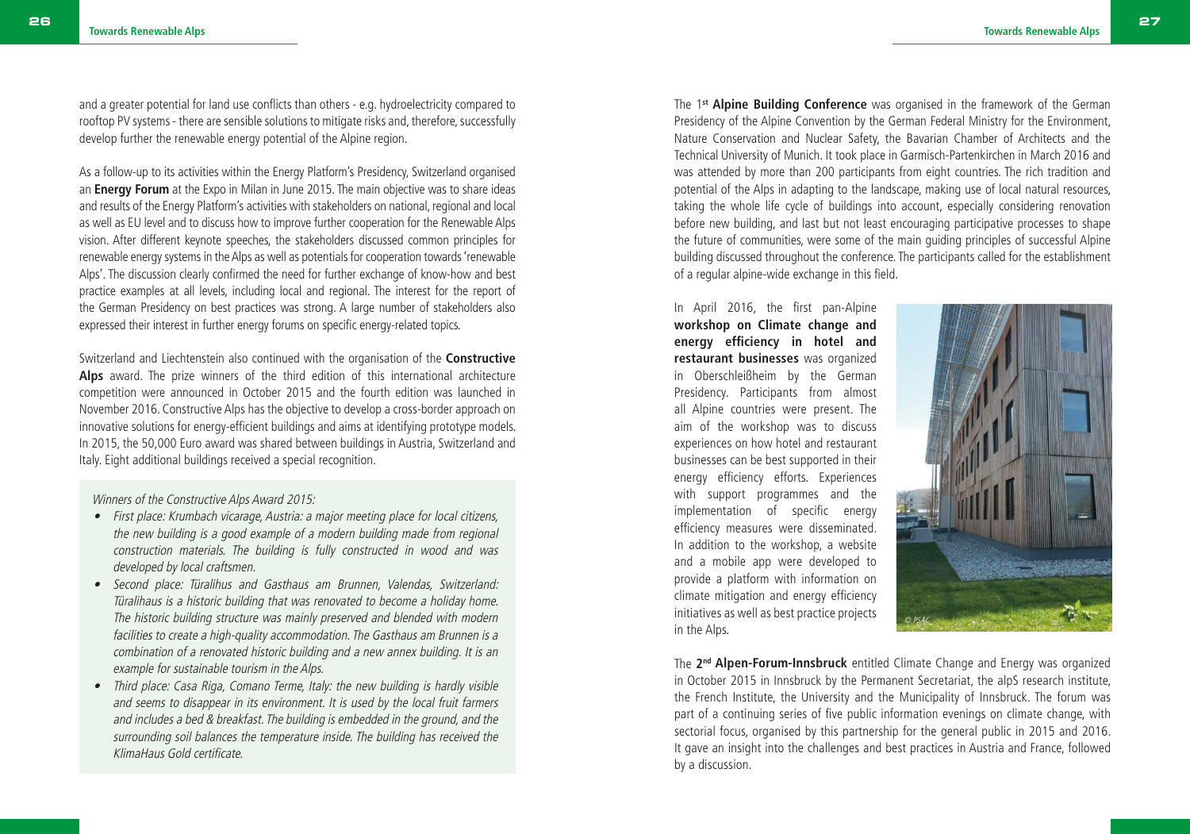and a greater potential for land use conflicts than others - e.g. hydroelectricity compared to rooftop PV systems - there are sensible solutions to mitigate risks and, therefore, successfully develop further the renewable energy potential of the Alpine region.

As a follow-up to its activities within the Energy Platform's Presidency, Switzerland organised an **Energy Forum** at the Expo in Milan in June 2015. The main objective was to share ideas and results of the Energy Platform's activities with stakeholders on national, regional and local as well as EU level and to discuss how to improve further cooperation for the Renewable Alps vision. After different keynote speeches, the stakeholders discussed common principles for renewable energy systems in the Alps as well as potentials for cooperation towards 'renewable Alps'. The discussion clearly confirmed the need for further exchange of know-how and best practice examples at all levels, including local and regional. The interest for the report of the German Presidency on best practices was strong. A large number of stakeholders also expressed their interest in further energy forums on specific energy-related topics.

Switzerland and Liechtenstein also continued with the organisation of the **Constructive Alps** award. The prize winners of the third edition of this international architecture competition were announced in October 2015 and the fourth edition was launched in November 2016. Constructive Alps has the objective to develop a cross-border approach on innovative solutions for energy-efficient buildings and aims at identifying prototype models. In 2015, the 50,000 Euro award was shared between buildings in Austria, Switzerland and Italy. Eight additional buildings received a special recognition.

*Winners of the Constructive Alps Award 2015:*

- *First place: Krumbach vicarage, Austria: a major meeting place for local citizens, the new building is a good example of a modern building made from regional construction materials. The building is fully constructed in wood and was developed by local craftsmen.*
- *Second place: Türalihus and Gasthaus am Brunnen, Valendas, Switzerland: Türalihaus is a historic building that was renovated to become a holiday home. The historic building structure was mainly preserved and blended with modern facilities to create a high-quality accommodation. The Gasthaus am Brunnen is a combination of a renovated historic building and a new annex building. It is an example for sustainable tourism in the Alps.*
- *Third place: Casa Riga, Comano Terme, Italy: the new building is hardly visible and seems to disappear in its environment. It is used by the local fruit farmers and includes a bed & breakfast. The building is embedded in the ground, and the surrounding soil balances the temperature inside. The building has received the KlimaHaus Gold certificate.*

The 1st **Alpine Building Conference** was organised in the framework of the German Presidency of the Alpine Convention by the German Federal Ministry for the Environment, Nature Conservation and Nuclear Safety, the Bavarian Chamber of Architects and the Technical University of Munich. It took place in Garmisch-Partenkirchen in March 2016 and was attended by more than 200 participants from eight countries. The rich tradition and potential of the Alps in adapting to the landscape, making use of local natural resources, taking the whole life cycle of buildings into account, especially considering renovation before new building, and last but not least encouraging participative processes to shape the future of communities, were some of the main guiding principles of successful Alpine building discussed throughout the conference. The participants called for the establishment of a regular alpine-wide exchange in this field.

In April 2016, the first pan-Alpine **workshop on Climate change and energy efficiency in hotel and restaurant businesses** was organized in Oberschleißheim by the German Presidency. Participants from almost all Alpine countries were present. The aim of the workshop was to discuss experiences on how hotel and restaurant businesses can be best supported in their energy efficiency efforts. Experiences with support programmes and the implementation of specific energy efficiency measures were disseminated. In addition to the workshop, a website and a mobile app were developed to provide a platform with information on climate mitigation and energy efficiency initiatives as well as best practice projects in the Alps.

© PSAC

The **2nd Alpen-Forum-Innsbruck** entitled Climate Change and Energy was organized in October 2015 in Innsbruck by the Permanent Secretariat, the alpS research institute, the French Institute, the University and the Municipality of Innsbruck. The forum was part of a continuing series of five public information evenings on climate change, with sectorial focus, organised by this partnership for the general public in 2015 and 2016. It gave an insight into the challenges and best practices in Austria and France, followed by a discussion.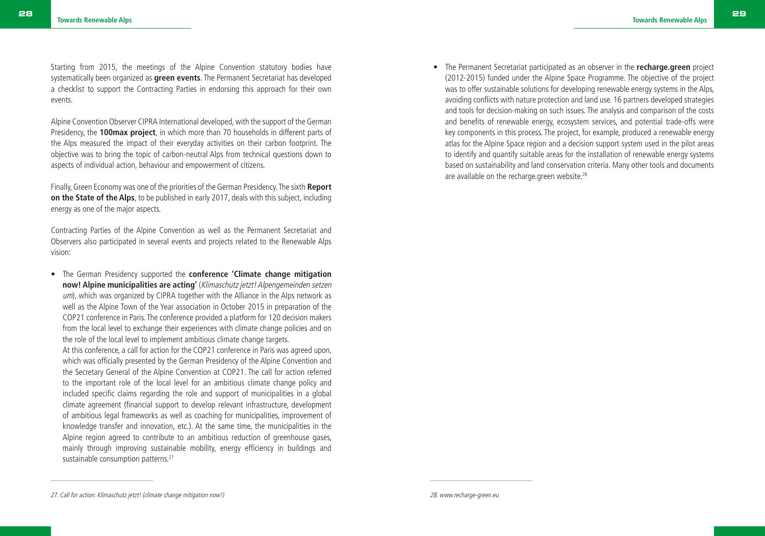Starting from 2015, the meetings of the Alpine Convention statutory bodies have systematically been organized as **green events**. The Permanent Secretariat has developed a checklist to support the Contracting Parties in endorsing this approach for their own events.

Alpine Convention Observer CIPRA International developed, with the support of the German Presidency, the **100max project**, in which more than 70 households in different parts of the Alps measured the impact of their everyday activities on their carbon footprint. The objective was to bring the topic of carbon-neutral Alps from technical questions down to aspects of individual action, behaviour and empowerment of citizens.

Finally, Green Economy was one of the priorities of the German Presidency. The sixth **Report on the State of the Alps**, to be published in early 2017, deals with this subject, including energy as one of the major aspects.

Contracting Parties of the Alpine Convention as well as the Permanent Secretariat and Observers also participated in several events and projects related to the Renewable Alps vision:

- The German Presidency supported the **conference 'Climate change mitigation now! Alpine municipalities are acting'** (*Klimaschutz jetzt! Alpengemeinden setzen um*), which was organized by CIPRA together with the Alliance in the Alps network as well as the Alpine Town of the Year association in October 2015 in preparation of the COP21 conference in Paris. The conference provided a platform for 120 decision makers from the local level to exchange their experiences with climate change policies and on the role of the local level to implement ambitious climate change targets.
  At this conference, a call for action for the COP21 conference in Paris was agreed upon, which was officially presented by the German Presidency of the Alpine Convention and the Secretary General of the Alpine Convention at COP21. The call for action referred to the important role of the local level for an ambitious climate change policy and included specific claims regarding the role and support of municipalities in a global climate agreement (financial support to develop relevant infrastructure, development of ambitious legal frameworks as well as coaching for municipalities, improvement of knowledge transfer and innovation, etc.). At the same time, the municipalities in the Alpine region agreed to contribute to an ambitious reduction of greenhouse gases, mainly through improving sustainable mobility, energy efficiency in buildings and sustainable consumption patterns.[27]

- The Permanent Secretariat participated as an observer in the **recharge.green** project (2012-2015) funded under the Alpine Space Programme. The objective of the project was to offer sustainable solutions for developing renewable energy systems in the Alps, avoiding conflicts with nature protection and land use. 16 partners developed strategies and tools for decision-making on such issues. The analysis and comparison of the costs and benefits of renewable energy, ecosystem services, and potential trade-offs were key components in this process. The project, for example, produced a renewable energy atlas for the Alpine Space region and a decision support system used in the pilot areas to identify and quantify suitable areas for the installation of renewable energy systems based on sustainability and land conservation criteria. Many other tools and documents are available on the recharge.green website.[28]

---

*27. Call for action: Klimaschutz jetzt! (climate change mitigation now!)*

*28. www.recharge-green.eu*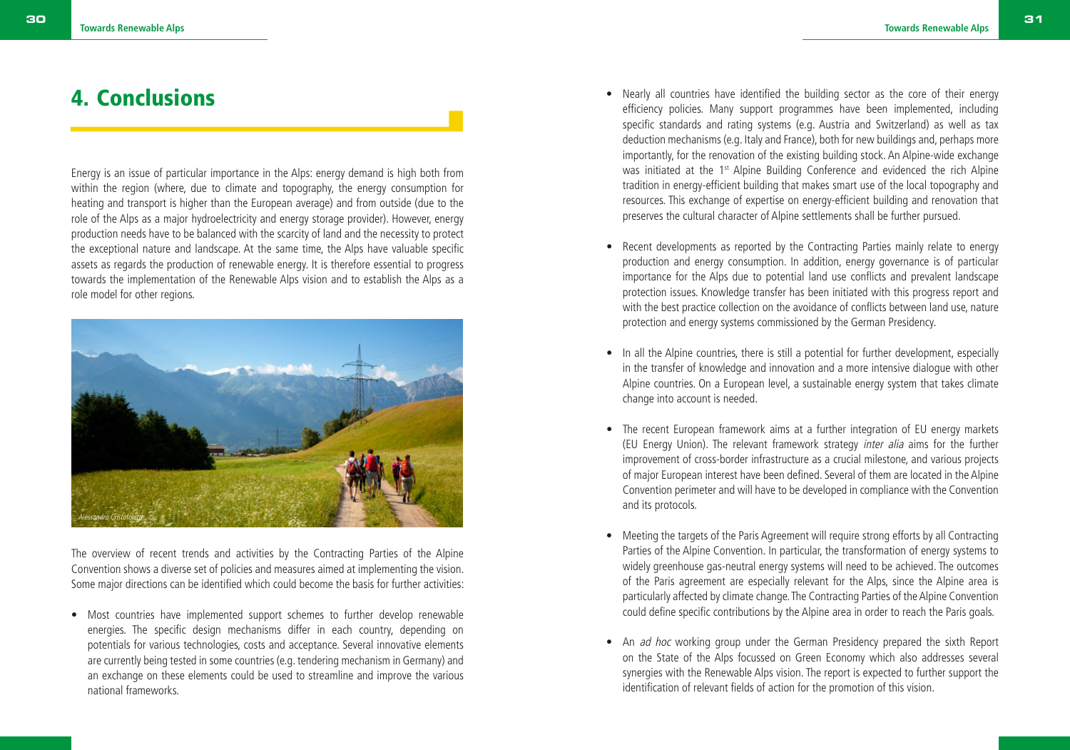# 4. Conclusions

Energy is an issue of particular importance in the Alps: energy demand is high both from within the region (where, due to climate and topography, the energy consumption for heating and transport is higher than the European average) and from outside (due to the role of the Alps as a major hydroelectricity and energy storage provider). However, energy production needs have to be balanced with the scarcity of land and the necessity to protect the exceptional nature and landscape. At the same time, the Alps have valuable specific assets as regards the production of renewable energy. It is therefore essential to progress towards the implementation of the Renewable Alps vision and to establish the Alps as a role model for other regions.

The overview of recent trends and activities by the Contracting Parties of the Alpine Convention shows a diverse set of policies and measures aimed at implementing the vision. Some major directions can be identified which could become the basis for further activities:

- Most countries have implemented support schemes to further develop renewable energies. The specific design mechanisms differ in each country, depending on potentials for various technologies, costs and acceptance. Several innovative elements are currently being tested in some countries (e.g. tendering mechanism in Germany) and an exchange on these elements could be used to streamline and improve the various national frameworks.
- Nearly all countries have identified the building sector as the core of their energy efficiency policies. Many support programmes have been implemented, including specific standards and rating systems (e.g. Austria and Switzerland) as well as tax deduction mechanisms (e.g. Italy and France), both for new buildings and, perhaps more importantly, for the renovation of the existing building stock. An Alpine-wide exchange was initiated at the 1st Alpine Building Conference and evidenced the rich Alpine tradition in energy-efficient building that makes smart use of the local topography and resources. This exchange of expertise on energy-efficient building and renovation that preserves the cultural character of Alpine settlements shall be further pursued.
- Recent developments as reported by the Contracting Parties mainly relate to energy production and energy consumption. In addition, energy governance is of particular importance for the Alps due to potential land use conflicts and prevalent landscape protection issues. Knowledge transfer has been initiated with this progress report and with the best practice collection on the avoidance of conflicts between land use, nature protection and energy systems commissioned by the German Presidency.
- In all the Alpine countries, there is still a potential for further development, especially in the transfer of knowledge and innovation and a more intensive dialogue with other Alpine countries. On a European level, a sustainable energy system that takes climate change into account is needed.
- The recent European framework aims at a further integration of EU energy markets (EU Energy Union). The relevant framework strategy *inter alia* aims for the further improvement of cross-border infrastructure as a crucial milestone, and various projects of major European interest have been defined. Several of them are located in the Alpine Convention perimeter and will have to be developed in compliance with the Convention and its protocols.
- Meeting the targets of the Paris Agreement will require strong efforts by all Contracting Parties of the Alpine Convention. In particular, the transformation of energy systems to widely greenhouse gas-neutral energy systems will need to be achieved. The outcomes of the Paris agreement are especially relevant for the Alps, since the Alpine area is particularly affected by climate change. The Contracting Parties of the Alpine Convention could define specific contributions by the Alpine area in order to reach the Paris goals.
- An *ad hoc* working group under the German Presidency prepared the sixth Report on the State of the Alps focussed on Green Economy which also addresses several synergies with the Renewable Alps vision. The report is expected to further support the identification of relevant fields of action for the promotion of this vision.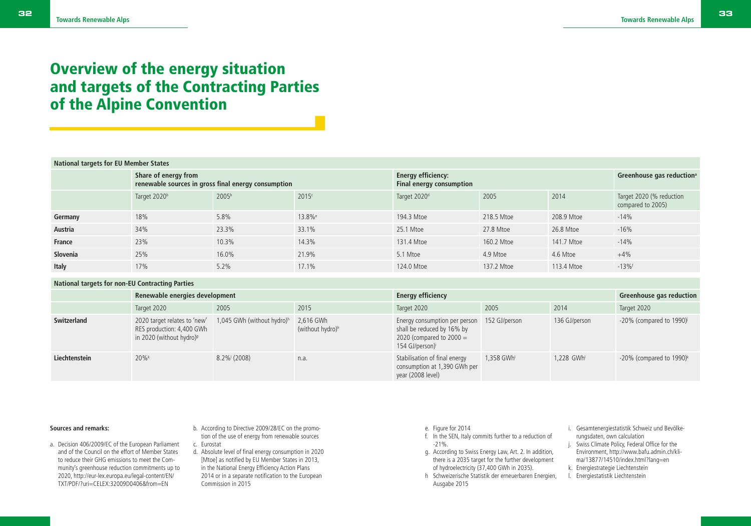# Overview of the energy situation and targets of the Contracting Parties of the Alpine Convention

| National targets for EU Member States | | | | | | | |
|---|---|---|---|---|---|---|---|
| | Share of energy from renewable sources in gross final energy consumption | | | Energy efficiency: Final energy consumption | | | Greenhouse gas reduction[a] |
| | Target 2020[b] | 2005[b] | 2015[c] | Target 2020[d] | 2005 | 2014 | Target 2020 (% reduction compared to 2005) |
| **Germany** | 18% | 5.8% | 13.8%[e] | 194.3 Mtoe | 218.5 Mtoe | 208.9 Mtoe | -14% |
| **Austria** | 34% | 23.3% | 33.1% | 25.1 Mtoe | 27.8 Mtoe | 26.8 Mtoe | -16% |
| **France** | 23% | 10.3% | 14.3% | 131.4 Mtoe | 160.2 Mtoe | 141.7 Mtoe | -14% |
| **Slovenia** | 25% | 16.0% | 21.9% | 5.1 Mtoe | 4.9 Mtoe | 4.6 Mtoe | +4% |
| **Italy** | 17% | 5.2% | 17.1% | 124.0 Mtoe | 137.2 Mtoe | 113.4 Mtoe | -13%[f] |

| National targets for non-EU Contracting Parties | | | | | | | |
|---|---|---|---|---|---|---|---|
| | Renewable energies development | | | Energy efficiency | | | Greenhouse gas reduction |
| | Target 2020 | 2005 | 2015 | Target 2020 | 2005 | 2014 | Target 2020 |
| **Switzerland** | 2020 target relates to 'new' RES production: 4,400 GWh in 2020 (without hydro)[g] | 1,045 GWh (without hydro)[h] | 2,616 GWh (without hydro)[h] | Energy consumption per person shall be reduced by 16% by 2020 (compared to 2000 = 154 GJ/person)[i] | 152 GJ/person | 136 GJ/person | -20% (compared to 1990)[j] |
| **Liechtenstein** | 20%[k] | 8.2%[l] (2008) | n.a. | Stabilisation of final energy consumption at 1,390 GWh per year (2008 level) | 1,358 GWh[l] | 1,228 GWh[l] | -20% (compared to 1990)[k] |

**Sources and remarks:**

a. Decision 406/2009/EC of the European Parliament and of the Council on the effort of Member States to reduce their GHG emissions to meet the Community's greenhouse reduction commitments up to 2020, http://eur-lex.europa.eu/legal-content/EN/TXT/PDF/?uri=CELEX:32009D0406&from=EN

b. According to Directive 2009/28/EC on the promotion of the use of energy from renewable sources

c. Eurostat

d. Absolute level of final energy consumption in 2020 [Mtoe] as notified by EU Member States in 2013, in the National Energy Efficiency Action Plans 2014 or in a separate notification to the European Commission in 2015

e. Figure for 2014

f. In the SEN, Italy commits further to a reduction of -21%.

g. According to Swiss Energy Law, Art. 2. In addition, there is a 2035 target for the further development of hydroelectricity (37,400 GWh in 2035).

h Schweizerische Statistik der erneuerbaren Energien, Ausgabe 2015

i. Gesamtenergiestatistik Schweiz und Bevölkerungsdaten, own calculation

j. Swiss Climate Policy, Federal Office for the Environment, http://www.bafu.admin.ch/klima/13877/14510/index.html?lang=en

k. Energiestrategie Liechtenstein

l. Energiestatistik Liechtenstein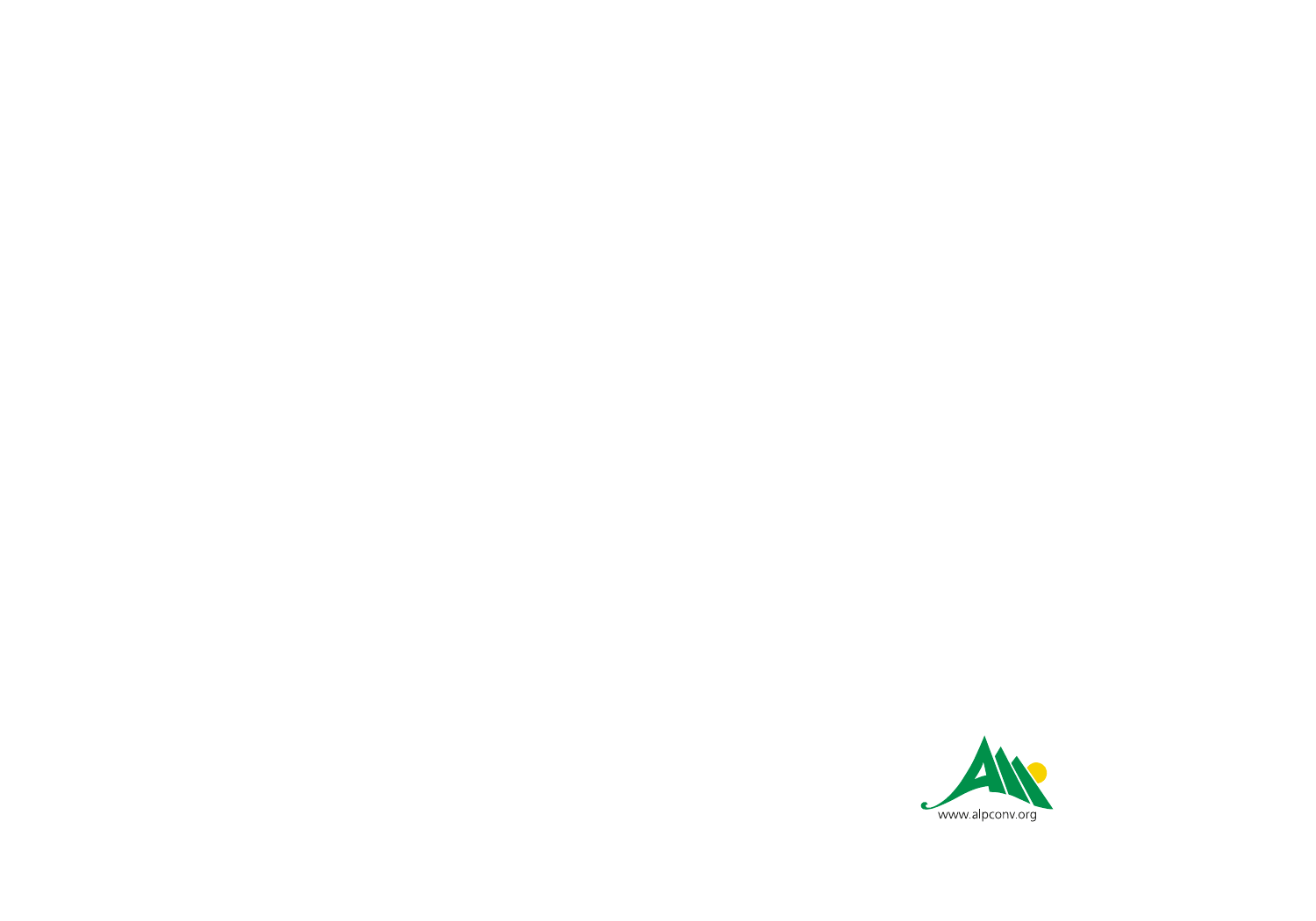www.alpconv.org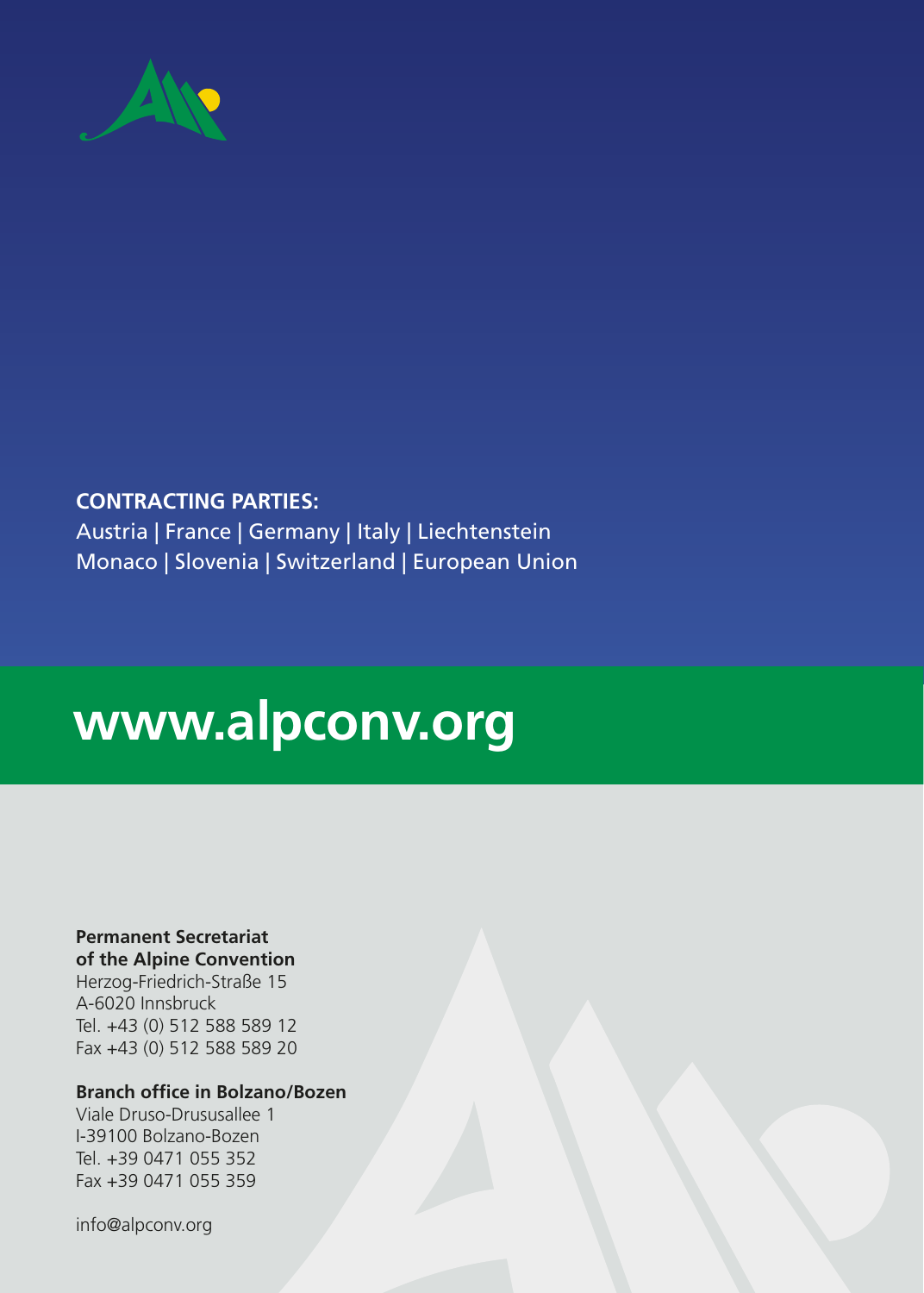**CONTRACTING PARTIES:**
Austria | France | Germany | Italy | Liechtenstein
Monaco | Slovenia | Switzerland | European Union

# www.alpconv.org

**Permanent Secretariat**
**of the Alpine Convention**
Herzog-Friedrich-Straße 15
A-6020 Innsbruck
Tel. +43 (0) 512 588 589 12
Fax +43 (0) 512 588 589 20

**Branch office in Bolzano/Bozen**
Viale Druso-Drususallee 1
I-39100 Bolzano-Bozen
Tel. +39 0471 055 352
Fax +39 0471 055 359

info@alpconv.org